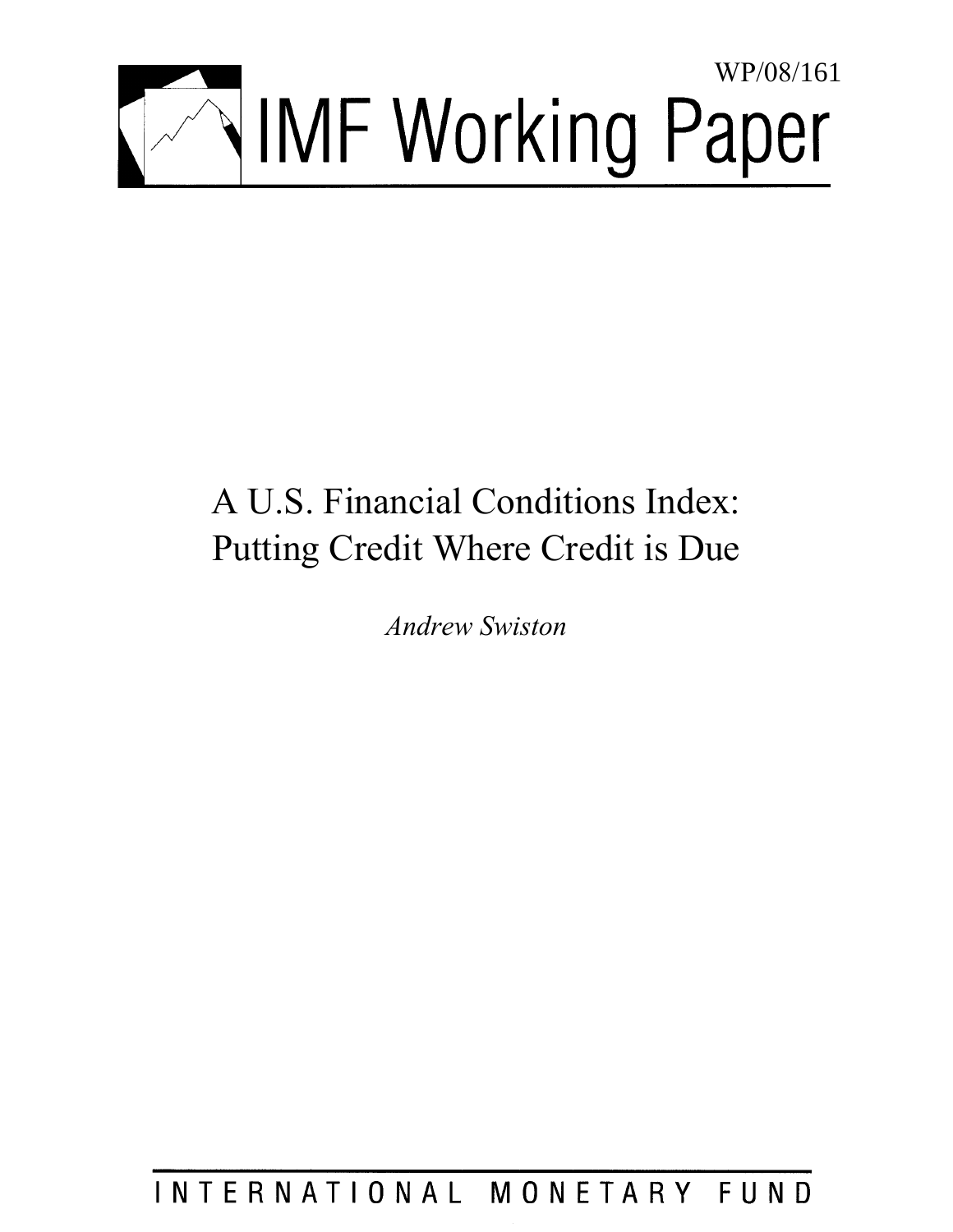WP/08/161

# IMF Working Paper

# A U.S. Financial Conditions Index: Putting Credit Where Credit is Due

*Andrew Swiston*

INTERNATIONAL MONETARY FUND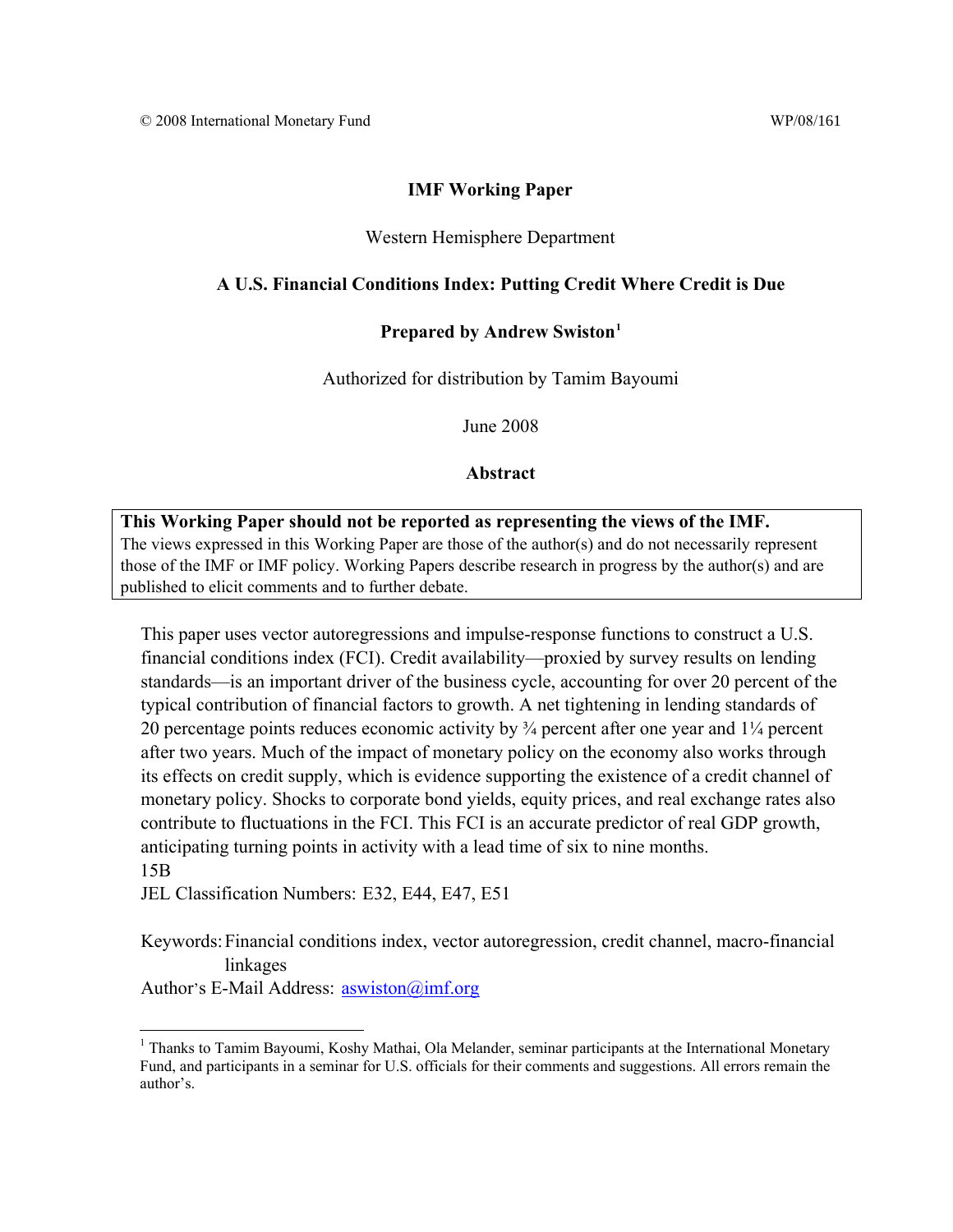© 2008 International Monetary Fund WP/08/161

# IMF Working Paper

Western Hemisphere Department

## A U.S. Financial Conditions Index: Putting Credit Where Credit is Due

**Prepared by Andrew Swiston**[1]

Authorized for distribution by Tamim Bayoumi

June 2008

### Abstract

**This Working Paper should not be reported as representing the views of the IMF.**
The views expressed in this Working Paper are those of the author(s) and do not necessarily represent those of the IMF or IMF policy. Working Papers describe research in progress by the author(s) and are published to elicit comments and to further debate.

This paper uses vector autoregressions and impulse-response functions to construct a U.S. financial conditions index (FCI). Credit availability—proxied by survey results on lending standards—is an important driver of the business cycle, accounting for over 20 percent of the typical contribution of financial factors to growth. A net tightening in lending standards of 20 percentage points reduces economic activity by ¾ percent after one year and 1¼ percent after two years. Much of the impact of monetary policy on the economy also works through its effects on credit supply, which is evidence supporting the existence of a credit channel of monetary policy. Shocks to corporate bond yields, equity prices, and real exchange rates also contribute to fluctuations in the FCI. This FCI is an accurate predictor of real GDP growth, anticipating turning points in activity with a lead time of six to nine months.
15B

JEL Classification Numbers: E32, E44, E47, E51

Keywords: Financial conditions index, vector autoregression, credit channel, macro-financial linkages

Author's E-Mail Address: aswiston@imf.org

---

[1] Thanks to Tamim Bayoumi, Koshy Mathai, Ola Melander, seminar participants at the International Monetary Fund, and participants in a seminar for U.S. officials for their comments and suggestions. All errors remain the author's.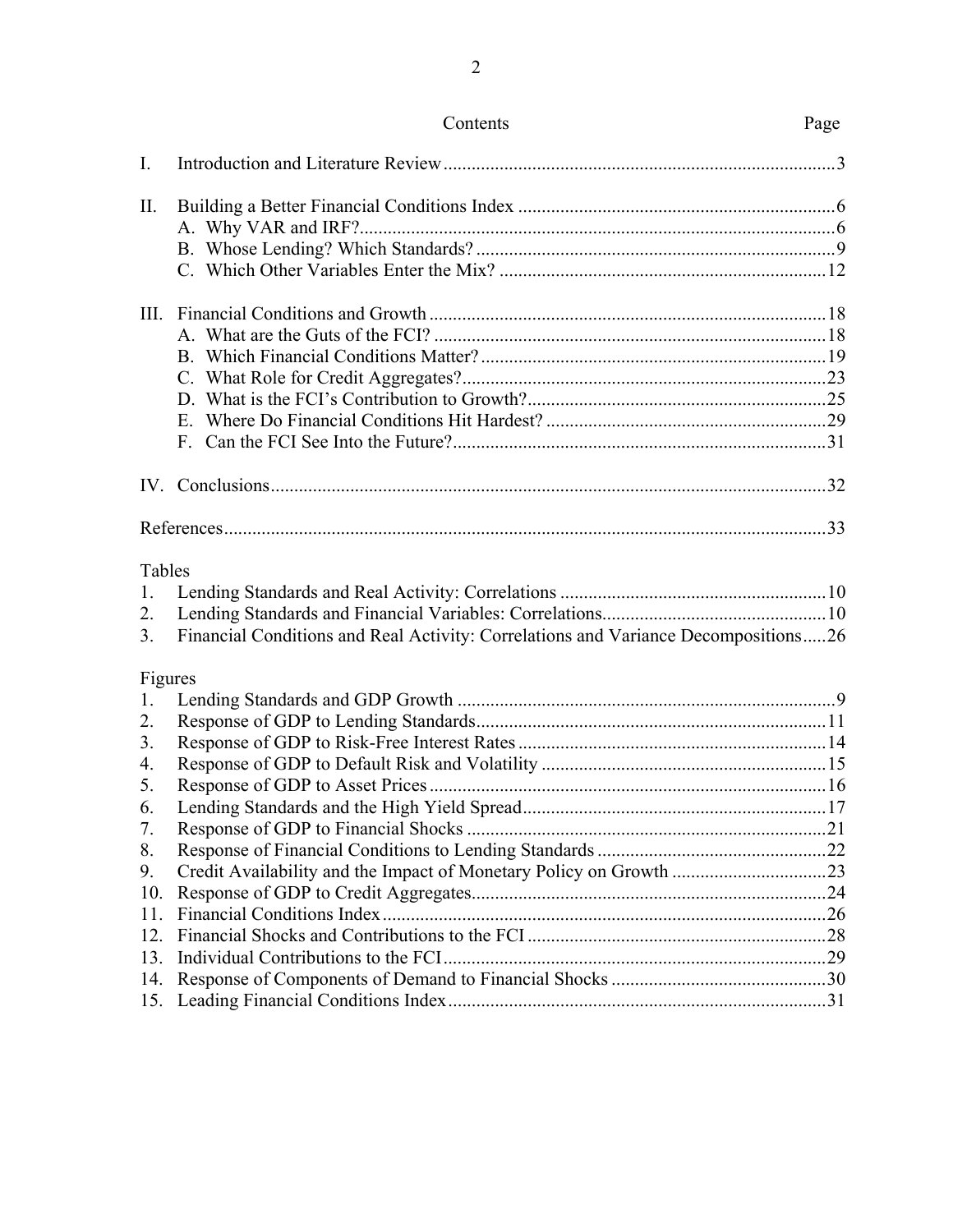## Contents

| | | Page |
|---|---|---|
| I. | Introduction and Literature Review | 3 |
| II. | Building a Better Financial Conditions Index | 6 |
| | A. Why VAR and IRF? | 6 |
| | B. Whose Lending? Which Standards? | 9 |
| | C. Which Other Variables Enter the Mix? | 12 |
| III. | Financial Conditions and Growth | 18 |
| | A. What are the Guts of the FCI? | 18 |
| | B. Which Financial Conditions Matter? | 19 |
| | C. What Role for Credit Aggregates? | 23 |
| | D. What is the FCI's Contribution to Growth? | 25 |
| | E. Where Do Financial Conditions Hit Hardest? | 29 |
| | F. Can the FCI See Into the Future? | 31 |
| IV. | Conclusions | 32 |
| | References | 33 |

### Tables

| | | |
|---|---|---|
| 1. | Lending Standards and Real Activity: Correlations | 10 |
| 2. | Lending Standards and Financial Variables: Correlations | 10 |
| 3. | Financial Conditions and Real Activity: Correlations and Variance Decompositions | 26 |

### Figures

| | | |
|---|---|---|
| 1. | Lending Standards and GDP Growth | 9 |
| 2. | Response of GDP to Lending Standards | 11 |
| 3. | Response of GDP to Risk-Free Interest Rates | 14 |
| 4. | Response of GDP to Default Risk and Volatility | 15 |
| 5. | Response of GDP to Asset Prices | 16 |
| 6. | Lending Standards and the High Yield Spread | 17 |
| 7. | Response of GDP to Financial Shocks | 21 |
| 8. | Response of Financial Conditions to Lending Standards | 22 |
| 9. | Credit Availability and the Impact of Monetary Policy on Growth | 23 |
| 10. | Response of GDP to Credit Aggregates | 24 |
| 11. | Financial Conditions Index | 26 |
| 12. | Financial Shocks and Contributions to the FCI | 28 |
| 13. | Individual Contributions to the FCI | 29 |
| 14. | Response of Components of Demand to Financial Shocks | 30 |
| 15. | Leading Financial Conditions Index | 31 |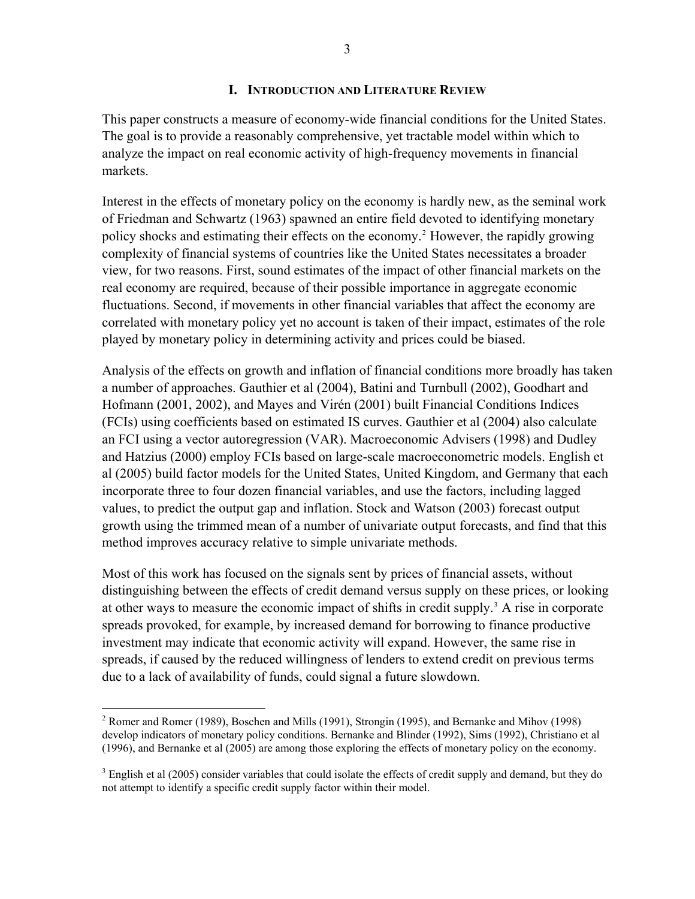# I. Introduction and Literature Review

This paper constructs a measure of economy-wide financial conditions for the United States. The goal is to provide a reasonably comprehensive, yet tractable model within which to analyze the impact on real economic activity of high-frequency movements in financial markets.

Interest in the effects of monetary policy on the economy is hardly new, as the seminal work of Friedman and Schwartz (1963) spawned an entire field devoted to identifying monetary policy shocks and estimating their effects on the economy.[2] However, the rapidly growing complexity of financial systems of countries like the United States necessitates a broader view, for two reasons. First, sound estimates of the impact of other financial markets on the real economy are required, because of their possible importance in aggregate economic fluctuations. Second, if movements in other financial variables that affect the economy are correlated with monetary policy yet no account is taken of their impact, estimates of the role played by monetary policy in determining activity and prices could be biased.

Analysis of the effects on growth and inflation of financial conditions more broadly has taken a number of approaches. Gauthier et al (2004), Batini and Turnbull (2002), Goodhart and Hofmann (2001, 2002), and Mayes and Virén (2001) built Financial Conditions Indices (FCIs) using coefficients based on estimated IS curves. Gauthier et al (2004) also calculate an FCI using a vector autoregression (VAR). Macroeconomic Advisers (1998) and Dudley and Hatzius (2000) employ FCIs based on large-scale macroeconometric models. English et al (2005) build factor models for the United States, United Kingdom, and Germany that each incorporate three to four dozen financial variables, and use the factors, including lagged values, to predict the output gap and inflation. Stock and Watson (2003) forecast output growth using the trimmed mean of a number of univariate output forecasts, and find that this method improves accuracy relative to simple univariate methods.

Most of this work has focused on the signals sent by prices of financial assets, without distinguishing between the effects of credit demand versus supply on these prices, or looking at other ways to measure the economic impact of shifts in credit supply.[3] A rise in corporate spreads provoked, for example, by increased demand for borrowing to finance productive investment may indicate that economic activity will expand. However, the same rise in spreads, if caused by the reduced willingness of lenders to extend credit on previous terms due to a lack of availability of funds, could signal a future slowdown.

---

[2] Romer and Romer (1989), Boschen and Mills (1991), Strongin (1995), and Bernanke and Mihov (1998) develop indicators of monetary policy conditions. Bernanke and Blinder (1992), Sims (1992), Christiano et al (1996), and Bernanke et al (2005) are among those exploring the effects of monetary policy on the economy.

[3] English et al (2005) consider variables that could isolate the effects of credit supply and demand, but they do not attempt to identify a specific credit supply factor within their model.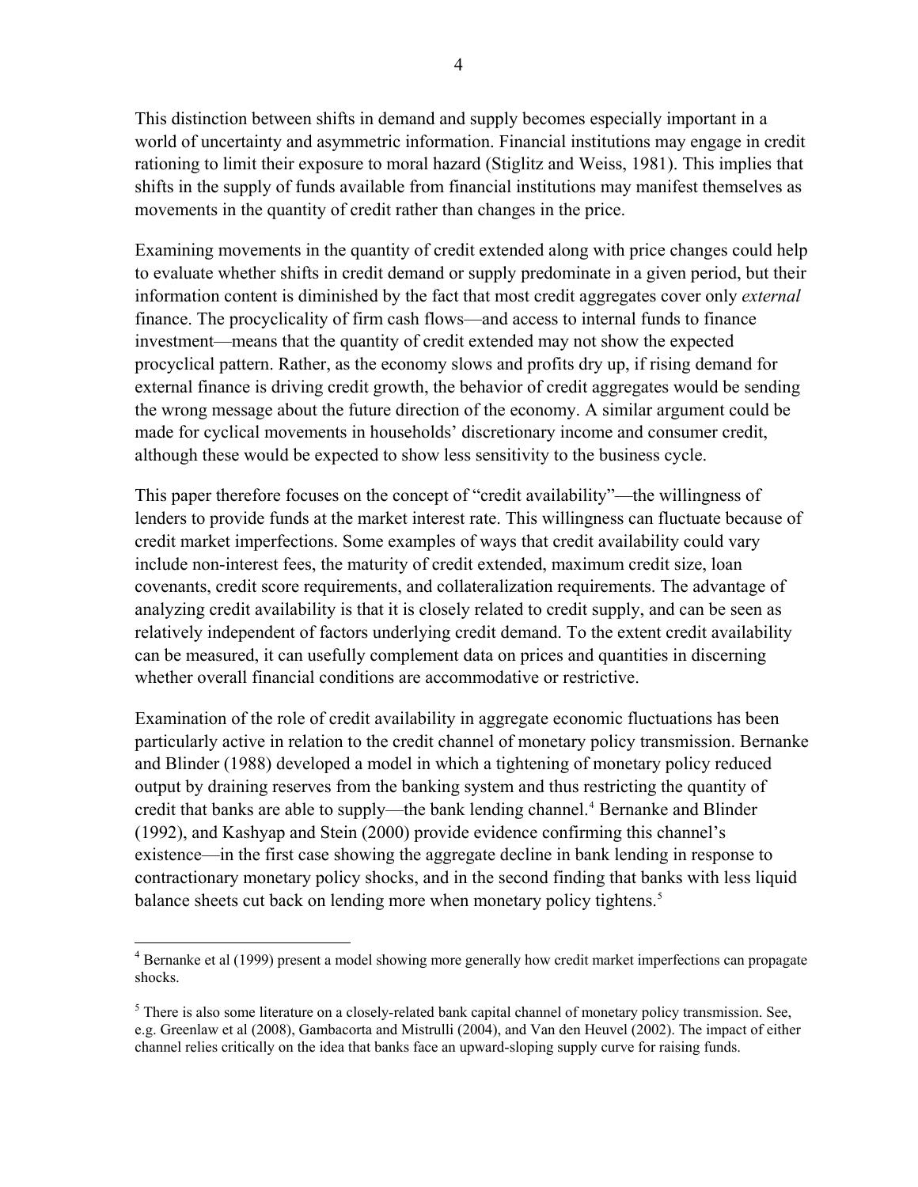This distinction between shifts in demand and supply becomes especially important in a world of uncertainty and asymmetric information. Financial institutions may engage in credit rationing to limit their exposure to moral hazard (Stiglitz and Weiss, 1981). This implies that shifts in the supply of funds available from financial institutions may manifest themselves as movements in the quantity of credit rather than changes in the price.

Examining movements in the quantity of credit extended along with price changes could help to evaluate whether shifts in credit demand or supply predominate in a given period, but their information content is diminished by the fact that most credit aggregates cover only *external* finance. The procyclicality of firm cash flows—and access to internal funds to finance investment—means that the quantity of credit extended may not show the expected procyclical pattern. Rather, as the economy slows and profits dry up, if rising demand for external finance is driving credit growth, the behavior of credit aggregates would be sending the wrong message about the future direction of the economy. A similar argument could be made for cyclical movements in households' discretionary income and consumer credit, although these would be expected to show less sensitivity to the business cycle.

This paper therefore focuses on the concept of "credit availability"—the willingness of lenders to provide funds at the market interest rate. This willingness can fluctuate because of credit market imperfections. Some examples of ways that credit availability could vary include non-interest fees, the maturity of credit extended, maximum credit size, loan covenants, credit score requirements, and collateralization requirements. The advantage of analyzing credit availability is that it is closely related to credit supply, and can be seen as relatively independent of factors underlying credit demand. To the extent credit availability can be measured, it can usefully complement data on prices and quantities in discerning whether overall financial conditions are accommodative or restrictive.

Examination of the role of credit availability in aggregate economic fluctuations has been particularly active in relation to the credit channel of monetary policy transmission. Bernanke and Blinder (1988) developed a model in which a tightening of monetary policy reduced output by draining reserves from the banking system and thus restricting the quantity of credit that banks are able to supply—the bank lending channel.[4] Bernanke and Blinder (1992), and Kashyap and Stein (2000) provide evidence confirming this channel's existence—in the first case showing the aggregate decline in bank lending in response to contractionary monetary policy shocks, and in the second finding that banks with less liquid balance sheets cut back on lending more when monetary policy tightens.[5]

[4] Bernanke et al (1999) present a model showing more generally how credit market imperfections can propagate shocks.

[5] There is also some literature on a closely-related bank capital channel of monetary policy transmission. See, e.g. Greenlaw et al (2008), Gambacorta and Mistrulli (2004), and Van den Heuvel (2002). The impact of either channel relies critically on the idea that banks face an upward-sloping supply curve for raising funds.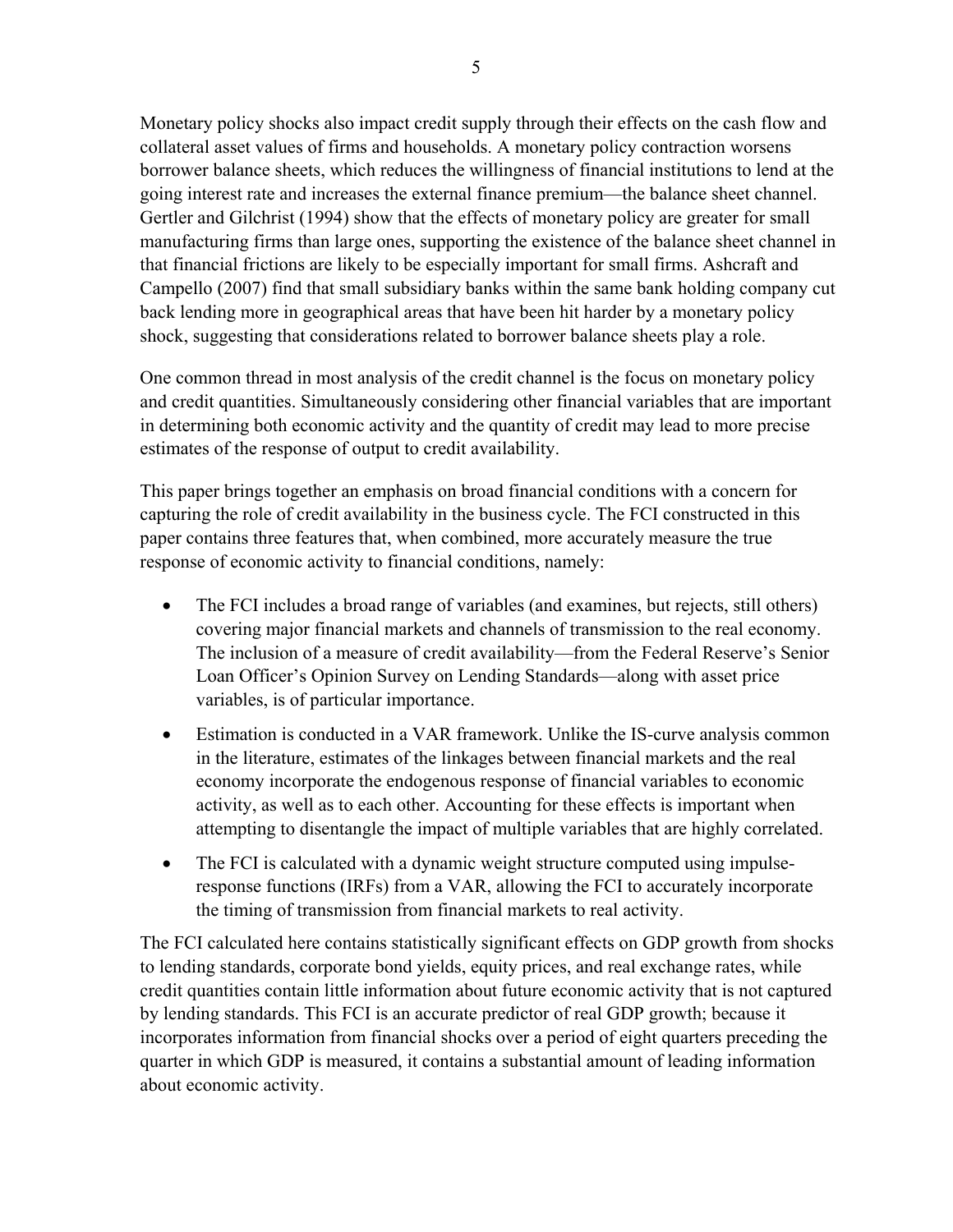Monetary policy shocks also impact credit supply through their effects on the cash flow and collateral asset values of firms and households. A monetary policy contraction worsens borrower balance sheets, which reduces the willingness of financial institutions to lend at the going interest rate and increases the external finance premium—the balance sheet channel. Gertler and Gilchrist (1994) show that the effects of monetary policy are greater for small manufacturing firms than large ones, supporting the existence of the balance sheet channel in that financial frictions are likely to be especially important for small firms. Ashcraft and Campello (2007) find that small subsidiary banks within the same bank holding company cut back lending more in geographical areas that have been hit harder by a monetary policy shock, suggesting that considerations related to borrower balance sheets play a role.

One common thread in most analysis of the credit channel is the focus on monetary policy and credit quantities. Simultaneously considering other financial variables that are important in determining both economic activity and the quantity of credit may lead to more precise estimates of the response of output to credit availability.

This paper brings together an emphasis on broad financial conditions with a concern for capturing the role of credit availability in the business cycle. The FCI constructed in this paper contains three features that, when combined, more accurately measure the true response of economic activity to financial conditions, namely:

- The FCI includes a broad range of variables (and examines, but rejects, still others) covering major financial markets and channels of transmission to the real economy. The inclusion of a measure of credit availability—from the Federal Reserve's Senior Loan Officer's Opinion Survey on Lending Standards—along with asset price variables, is of particular importance.
- Estimation is conducted in a VAR framework. Unlike the IS-curve analysis common in the literature, estimates of the linkages between financial markets and the real economy incorporate the endogenous response of financial variables to economic activity, as well as to each other. Accounting for these effects is important when attempting to disentangle the impact of multiple variables that are highly correlated.
- The FCI is calculated with a dynamic weight structure computed using impulse-response functions (IRFs) from a VAR, allowing the FCI to accurately incorporate the timing of transmission from financial markets to real activity.

The FCI calculated here contains statistically significant effects on GDP growth from shocks to lending standards, corporate bond yields, equity prices, and real exchange rates, while credit quantities contain little information about future economic activity that is not captured by lending standards. This FCI is an accurate predictor of real GDP growth; because it incorporates information from financial shocks over a period of eight quarters preceding the quarter in which GDP is measured, it contains a substantial amount of leading information about economic activity.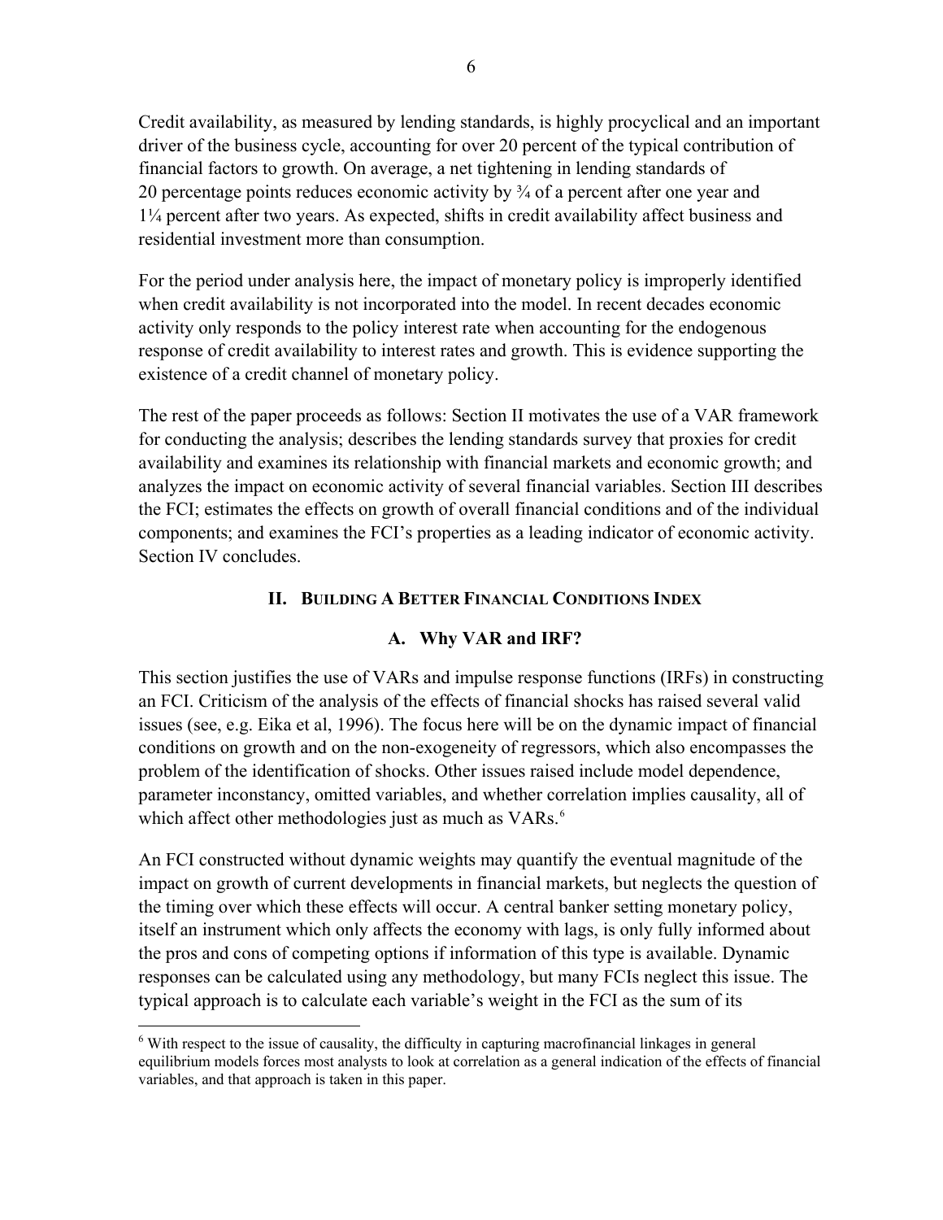Credit availability, as measured by lending standards, is highly procyclical and an important driver of the business cycle, accounting for over 20 percent of the typical contribution of financial factors to growth. On average, a net tightening in lending standards of 20 percentage points reduces economic activity by ¾ of a percent after one year and 1¼ percent after two years. As expected, shifts in credit availability affect business and residential investment more than consumption.

For the period under analysis here, the impact of monetary policy is improperly identified when credit availability is not incorporated into the model. In recent decades economic activity only responds to the policy interest rate when accounting for the endogenous response of credit availability to interest rates and growth. This is evidence supporting the existence of a credit channel of monetary policy.

The rest of the paper proceeds as follows: Section II motivates the use of a VAR framework for conducting the analysis; describes the lending standards survey that proxies for credit availability and examines its relationship with financial markets and economic growth; and analyzes the impact on economic activity of several financial variables. Section III describes the FCI; estimates the effects on growth of overall financial conditions and of the individual components; and examines the FCI's properties as a leading indicator of economic activity. Section IV concludes.

## II. Building a Better Financial Conditions Index

### A. Why VAR and IRF?

This section justifies the use of VARs and impulse response functions (IRFs) in constructing an FCI. Criticism of the analysis of the effects of financial shocks has raised several valid issues (see, e.g. Eika et al, 1996). The focus here will be on the dynamic impact of financial conditions on growth and on the non-exogeneity of regressors, which also encompasses the problem of the identification of shocks. Other issues raised include model dependence, parameter inconstancy, omitted variables, and whether correlation implies causality, all of which affect other methodologies just as much as VARs.[6]

An FCI constructed without dynamic weights may quantify the eventual magnitude of the impact on growth of current developments in financial markets, but neglects the question of the timing over which these effects will occur. A central banker setting monetary policy, itself an instrument which only affects the economy with lags, is only fully informed about the pros and cons of competing options if information of this type is available. Dynamic responses can be calculated using any methodology, but many FCIs neglect this issue. The typical approach is to calculate each variable's weight in the FCI as the sum of its

[6] With respect to the issue of causality, the difficulty in capturing macrofinancial linkages in general equilibrium models forces most analysts to look at correlation as a general indication of the effects of financial variables, and that approach is taken in this paper.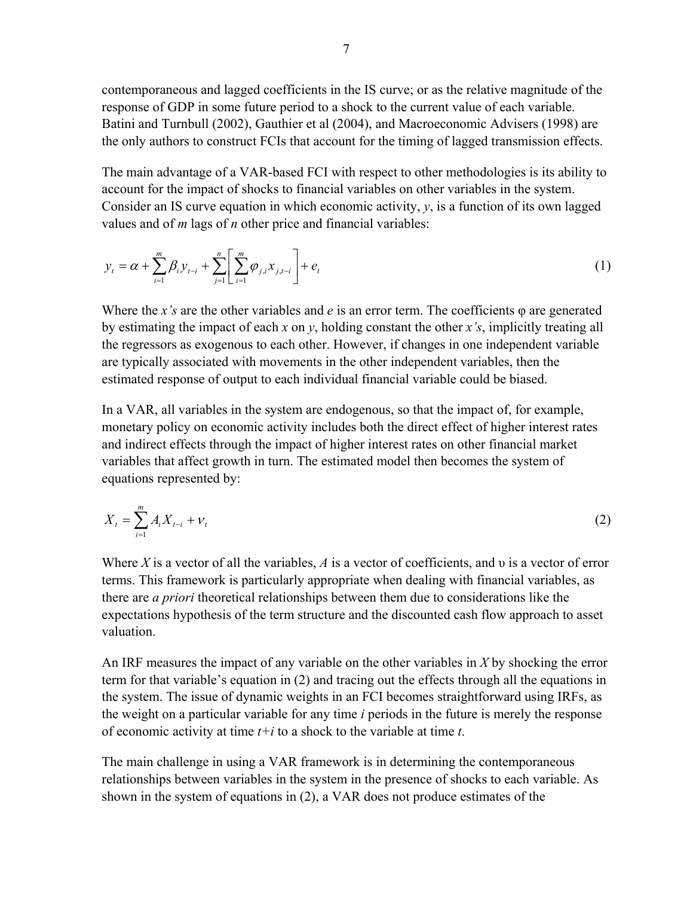contemporaneous and lagged coefficients in the IS curve; or as the relative magnitude of the response of GDP in some future period to a shock to the current value of each variable. Batini and Turnbull (2002), Gauthier et al (2004), and Macroeconomic Advisers (1998) are the only authors to construct FCIs that account for the timing of lagged transmission effects.

The main advantage of a VAR-based FCI with respect to other methodologies is its ability to account for the impact of shocks to financial variables on other variables in the system. Consider an IS curve equation in which economic activity, $y$, is a function of its own lagged values and of $m$ lags of $n$ other price and financial variables:

$$y_t = \alpha + \sum_{i=1}^{m} \beta_i y_{t-i} + \sum_{j=1}^{n} \left[ \sum_{i=1}^{m} \varphi_{j,i} x_{j,t-i} \right] + e_t \tag{1}$$

Where the $x$*'s* are the other variables and $e$ is an error term. The coefficients φ are generated by estimating the impact of each $x$ on $y$, holding constant the other $x$*'s*, implicitly treating all the regressors as exogenous to each other. However, if changes in one independent variable are typically associated with movements in the other independent variables, then the estimated response of output to each individual financial variable could be biased.

In a VAR, all variables in the system are endogenous, so that the impact of, for example, monetary policy on economic activity includes both the direct effect of higher interest rates and indirect effects through the impact of higher interest rates on other financial market variables that affect growth in turn. The estimated model then becomes the system of equations represented by:

$$X_t = \sum_{i=1}^{m} A_i X_{t-i} + \nu_t \tag{2}$$

Where $X$ is a vector of all the variables, $A$ is a vector of coefficients, and υ is a vector of error terms. This framework is particularly appropriate when dealing with financial variables, as there are *a priori* theoretical relationships between them due to considerations like the expectations hypothesis of the term structure and the discounted cash flow approach to asset valuation.

An IRF measures the impact of any variable on the other variables in $X$ by shocking the error term for that variable's equation in (2) and tracing out the effects through all the equations in the system. The issue of dynamic weights in an FCI becomes straightforward using IRFs, as the weight on a particular variable for any time $i$ periods in the future is merely the response of economic activity at time $t+i$ to a shock to the variable at time $t$.

The main challenge in using a VAR framework is in determining the contemporaneous relationships between variables in the system in the presence of shocks to each variable. As shown in the system of equations in (2), a VAR does not produce estimates of the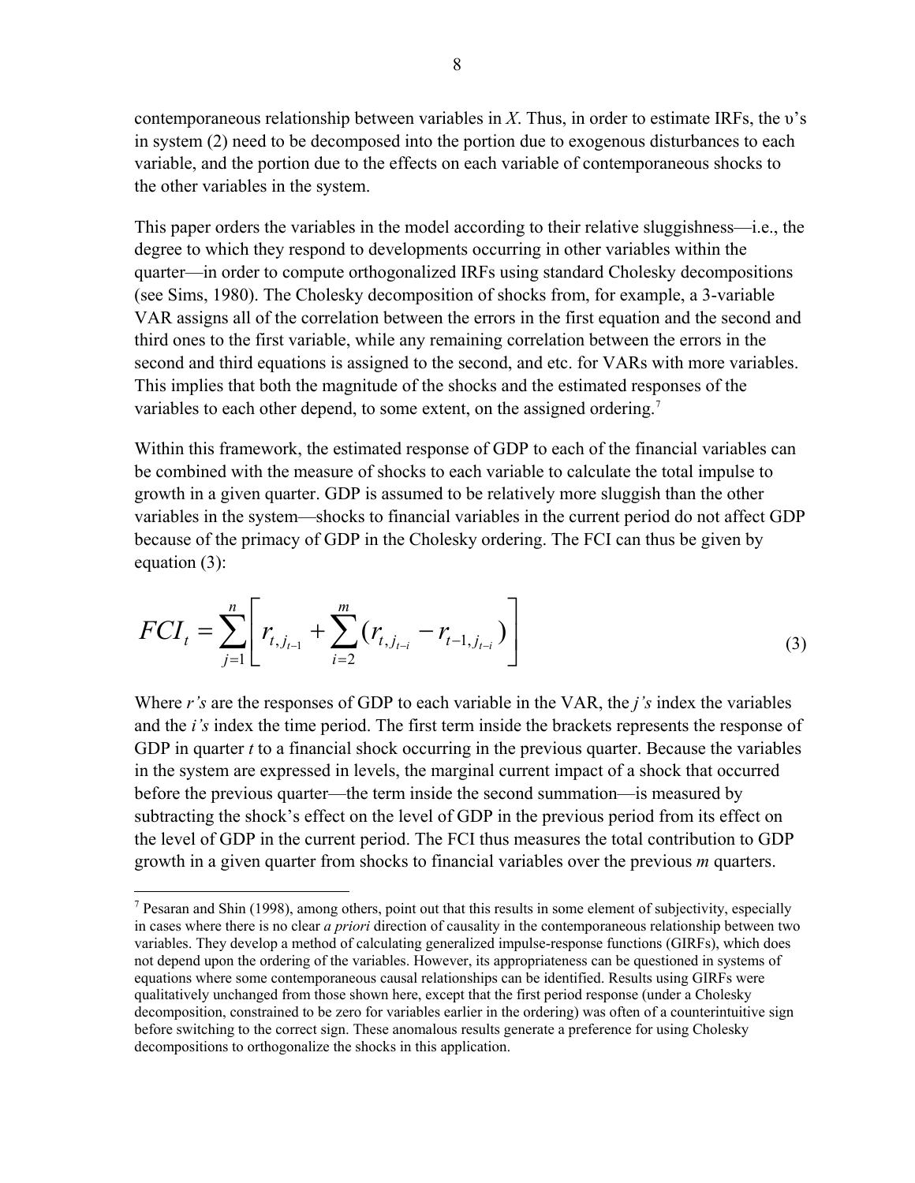contemporaneous relationship between variables in *X*. Thus, in order to estimate IRFs, the υ's in system (2) need to be decomposed into the portion due to exogenous disturbances to each variable, and the portion due to the effects on each variable of contemporaneous shocks to the other variables in the system.

This paper orders the variables in the model according to their relative sluggishness—i.e., the degree to which they respond to developments occurring in other variables within the quarter—in order to compute orthogonalized IRFs using standard Cholesky decompositions (see Sims, 1980). The Cholesky decomposition of shocks from, for example, a 3-variable VAR assigns all of the correlation between the errors in the first equation and the second and third ones to the first variable, while any remaining correlation between the errors in the second and third equations is assigned to the second, and etc. for VARs with more variables. This implies that both the magnitude of the shocks and the estimated responses of the variables to each other depend, to some extent, on the assigned ordering.[7]

Within this framework, the estimated response of GDP to each of the financial variables can be combined with the measure of shocks to each variable to calculate the total impulse to growth in a given quarter. GDP is assumed to be relatively more sluggish than the other variables in the system—shocks to financial variables in the current period do not affect GDP because of the primacy of GDP in the Cholesky ordering. The FCI can thus be given by equation (3):

$$FCI_t = \sum_{j=1}^{n} \left[ r_{t,j_{t-1}} + \sum_{i=2}^{m} (r_{t,j_{t-i}} - r_{t-1,j_{t-i}}) \right] \tag{3}$$

Where *r's* are the responses of GDP to each variable in the VAR, the *j's* index the variables and the *i's* index the time period. The first term inside the brackets represents the response of GDP in quarter *t* to a financial shock occurring in the previous quarter. Because the variables in the system are expressed in levels, the marginal current impact of a shock that occurred before the previous quarter—the term inside the second summation—is measured by subtracting the shock's effect on the level of GDP in the previous period from its effect on the level of GDP in the current period. The FCI thus measures the total contribution to GDP growth in a given quarter from shocks to financial variables over the previous *m* quarters.

---

[7] Pesaran and Shin (1998), among others, point out that this results in some element of subjectivity, especially in cases where there is no clear *a priori* direction of causality in the contemporaneous relationship between two variables. They develop a method of calculating generalized impulse-response functions (GIRFs), which does not depend upon the ordering of the variables. However, its appropriateness can be questioned in systems of equations where some contemporaneous causal relationships can be identified. Results using GIRFs were qualitatively unchanged from those shown here, except that the first period response (under a Cholesky decomposition, constrained to be zero for variables earlier in the ordering) was often of a counterintuitive sign before switching to the correct sign. These anomalous results generate a preference for using Cholesky decompositions to orthogonalize the shocks in this application.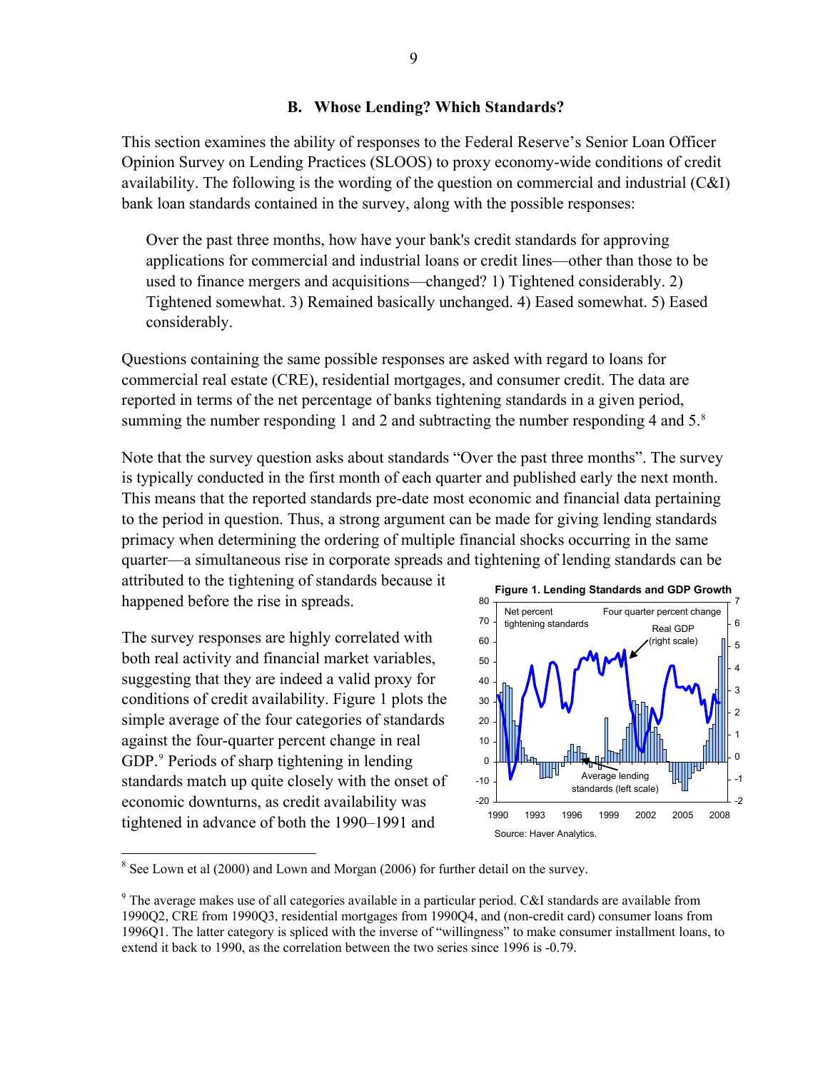### B. Whose Lending? Which Standards?

This section examines the ability of responses to the Federal Reserve's Senior Loan Officer Opinion Survey on Lending Practices (SLOOS) to proxy economy-wide conditions of credit availability. The following is the wording of the question on commercial and industrial (C&I) bank loan standards contained in the survey, along with the possible responses:

> Over the past three months, how have your bank's credit standards for approving applications for commercial and industrial loans or credit lines—other than those to be used to finance mergers and acquisitions—changed? 1) Tightened considerably. 2) Tightened somewhat. 3) Remained basically unchanged. 4) Eased somewhat. 5) Eased considerably.

Questions containing the same possible responses are asked with regard to loans for commercial real estate (CRE), residential mortgages, and consumer credit. The data are reported in terms of the net percentage of banks tightening standards in a given period, summing the number responding 1 and 2 and subtracting the number responding 4 and 5.[8]

Note that the survey question asks about standards "Over the past three months". The survey is typically conducted in the first month of each quarter and published early the next month. This means that the reported standards pre-date most economic and financial data pertaining to the period in question. Thus, a strong argument can be made for giving lending standards primacy when determining the ordering of multiple financial shocks occurring in the same quarter—a simultaneous rise in corporate spreads and tightening of lending standards can be attributed to the tightening of standards because it happened before the rise in spreads.

The survey responses are highly correlated with both real activity and financial market variables, suggesting that they are indeed a valid proxy for conditions of credit availability. Figure 1 plots the simple average of the four categories of standards against the four-quarter percent change in real GDP.[9] Periods of sharp tightening in lending standards match up quite closely with the onset of economic downturns, as credit availability was tightened in advance of both the 1990–1991 and

**Figure 1. Lending Standards and GDP Growth**

Source: Haver Analytics.

---

[8] See Lown et al (2000) and Lown and Morgan (2006) for further detail on the survey.

[9] The average makes use of all categories available in a particular period. C&I standards are available from 1990Q2, CRE from 1990Q3, residential mortgages from 1990Q4, and (non-credit card) consumer loans from 1996Q1. The latter category is spliced with the inverse of "willingness" to make consumer installment loans, to extend it back to 1990, as the correlation between the two series since 1996 is -0.79.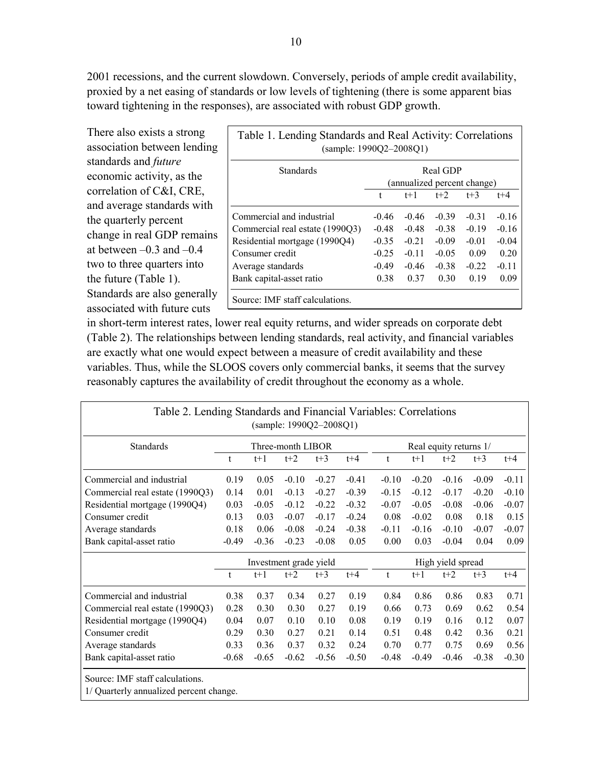2001 recessions, and the current slowdown. Conversely, periods of ample credit availability, proxied by a net easing of standards or low levels of tightening (there is some apparent bias toward tightening in the responses), are associated with robust GDP growth.

There also exists a strong association between lending standards and *future* economic activity, as the correlation of C&I, CRE, and average standards with the quarterly percent change in real GDP remains at between –0.3 and –0.4 two to three quarters into the future (Table 1). Standards are also generally associated with future cuts in short-term interest rates, lower real equity returns, and wider spreads on corporate debt (Table 2). The relationships between lending standards, real activity, and financial variables are exactly what one would expect between a measure of credit availability and these variables. Thus, while the SLOOS covers only commercial banks, it seems that the survey reasonably captures the availability of credit throughout the economy as a whole.

Table 1. Lending Standards and Real Activity: Correlations
(sample: 1990Q2–2008Q1)

| Standards | Real GDP (annualized percent change) | | | | |
|---|---|---|---|---|---|
| | t | t+1 | t+2 | t+3 | t+4 |
| Commercial and industrial | -0.46 | -0.46 | -0.39 | -0.31 | -0.16 |
| Commercial real estate (1990Q3) | -0.48 | -0.48 | -0.38 | -0.19 | -0.16 |
| Residential mortgage (1990Q4) | -0.35 | -0.21 | -0.09 | -0.01 | -0.04 |
| Consumer credit | -0.25 | -0.11 | -0.05 | 0.09 | 0.20 |
| Average standards | -0.49 | -0.46 | -0.38 | -0.22 | -0.11 |
| Bank capital-asset ratio | 0.38 | 0.37 | 0.30 | 0.19 | 0.09 |

Source: IMF staff calculations.

Table 2. Lending Standards and Financial Variables: Correlations
(sample: 1990Q2–2008Q1)

| Standards | Three-month LIBOR | | | | | Real equity returns 1/ | | | | |
|---|---|---|---|---|---|---|---|---|---|---|
| | t | t+1 | t+2 | t+3 | t+4 | t | t+1 | t+2 | t+3 | t+4 |
| Commercial and industrial | 0.19 | 0.05 | -0.10 | -0.27 | -0.41 | -0.10 | -0.20 | -0.16 | -0.09 | -0.11 |
| Commercial real estate (1990Q3) | 0.14 | 0.01 | -0.13 | -0.27 | -0.39 | -0.15 | -0.12 | -0.17 | -0.20 | -0.10 |
| Residential mortgage (1990Q4) | 0.03 | -0.05 | -0.12 | -0.22 | -0.32 | -0.07 | -0.05 | -0.08 | -0.06 | -0.07 |
| Consumer credit | 0.13 | 0.03 | -0.07 | -0.17 | -0.24 | 0.08 | -0.02 | 0.08 | 0.18 | 0.15 |
| Average standards | 0.18 | 0.06 | -0.08 | -0.24 | -0.38 | -0.11 | -0.16 | -0.10 | -0.07 | -0.07 |
| Bank capital-asset ratio | -0.49 | -0.36 | -0.23 | -0.08 | 0.05 | 0.00 | 0.03 | -0.04 | 0.04 | 0.09 |
| | Investment grade yield | | | | | High yield spread | | | | |
| | t | t+1 | t+2 | t+3 | t+4 | t | t+1 | t+2 | t+3 | t+4 |
| Commercial and industrial | 0.38 | 0.37 | 0.34 | 0.27 | 0.19 | 0.84 | 0.86 | 0.86 | 0.83 | 0.71 |
| Commercial real estate (1990Q3) | 0.28 | 0.30 | 0.30 | 0.27 | 0.19 | 0.66 | 0.73 | 0.69 | 0.62 | 0.54 |
| Residential mortgage (1990Q4) | 0.04 | 0.07 | 0.10 | 0.10 | 0.08 | 0.19 | 0.19 | 0.16 | 0.12 | 0.07 |
| Consumer credit | 0.29 | 0.30 | 0.27 | 0.21 | 0.14 | 0.51 | 0.48 | 0.42 | 0.36 | 0.21 |
| Average standards | 0.33 | 0.36 | 0.37 | 0.32 | 0.24 | 0.70 | 0.77 | 0.75 | 0.69 | 0.56 |
| Bank capital-asset ratio | -0.68 | -0.65 | -0.62 | -0.56 | -0.50 | -0.48 | -0.49 | -0.46 | -0.38 | -0.30 |

Source: IMF staff calculations.
1/ Quarterly annualized percent change.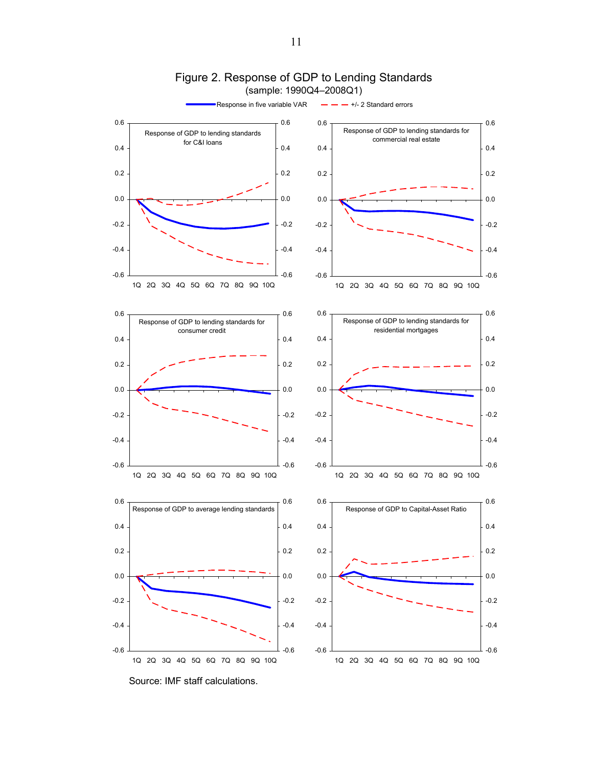# Figure 2. Response of GDP to Lending Standards

(sample: 1990Q4–2008Q1)

Response in five variable VAR — — +/- 2 Standard errors

Response of GDP to lending standards for C&I loans

Response of GDP to lending standards for commercial real estate

Response of GDP to lending standards for consumer credit

Response of GDP to lending standards for residential mortgages

Response of GDP to average lending standards

Response of GDP to Capital-Asset Ratio

Source: IMF staff calculations.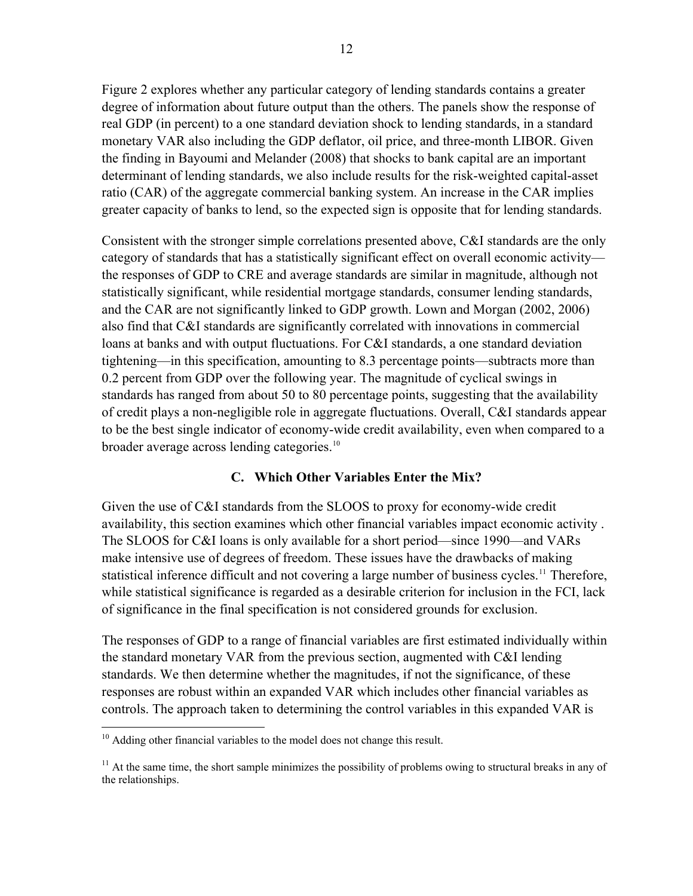Figure 2 explores whether any particular category of lending standards contains a greater degree of information about future output than the others. The panels show the response of real GDP (in percent) to a one standard deviation shock to lending standards, in a standard monetary VAR also including the GDP deflator, oil price, and three-month LIBOR. Given the finding in Bayoumi and Melander (2008) that shocks to bank capital are an important determinant of lending standards, we also include results for the risk-weighted capital-asset ratio (CAR) of the aggregate commercial banking system. An increase in the CAR implies greater capacity of banks to lend, so the expected sign is opposite that for lending standards.

Consistent with the stronger simple correlations presented above, C&I standards are the only category of standards that has a statistically significant effect on overall economic activity—the responses of GDP to CRE and average standards are similar in magnitude, although not statistically significant, while residential mortgage standards, consumer lending standards, and the CAR are not significantly linked to GDP growth. Lown and Morgan (2002, 2006) also find that C&I standards are significantly correlated with innovations in commercial loans at banks and with output fluctuations. For C&I standards, a one standard deviation tightening—in this specification, amounting to 8.3 percentage points—subtracts more than 0.2 percent from GDP over the following year. The magnitude of cyclical swings in standards has ranged from about 50 to 80 percentage points, suggesting that the availability of credit plays a non-negligible role in aggregate fluctuations. Overall, C&I standards appear to be the best single indicator of economy-wide credit availability, even when compared to a broader average across lending categories.[10]

### C. Which Other Variables Enter the Mix?

Given the use of C&I standards from the SLOOS to proxy for economy-wide credit availability, this section examines which other financial variables impact economic activity . The SLOOS for C&I loans is only available for a short period—since 1990—and VARs make intensive use of degrees of freedom. These issues have the drawbacks of making statistical inference difficult and not covering a large number of business cycles.[11] Therefore, while statistical significance is regarded as a desirable criterion for inclusion in the FCI, lack of significance in the final specification is not considered grounds for exclusion.

The responses of GDP to a range of financial variables are first estimated individually within the standard monetary VAR from the previous section, augmented with C&I lending standards. We then determine whether the magnitudes, if not the significance, of these responses are robust within an expanded VAR which includes other financial variables as controls. The approach taken to determining the control variables in this expanded VAR is

---

[10] Adding other financial variables to the model does not change this result.

[11] At the same time, the short sample minimizes the possibility of problems owing to structural breaks in any of the relationships.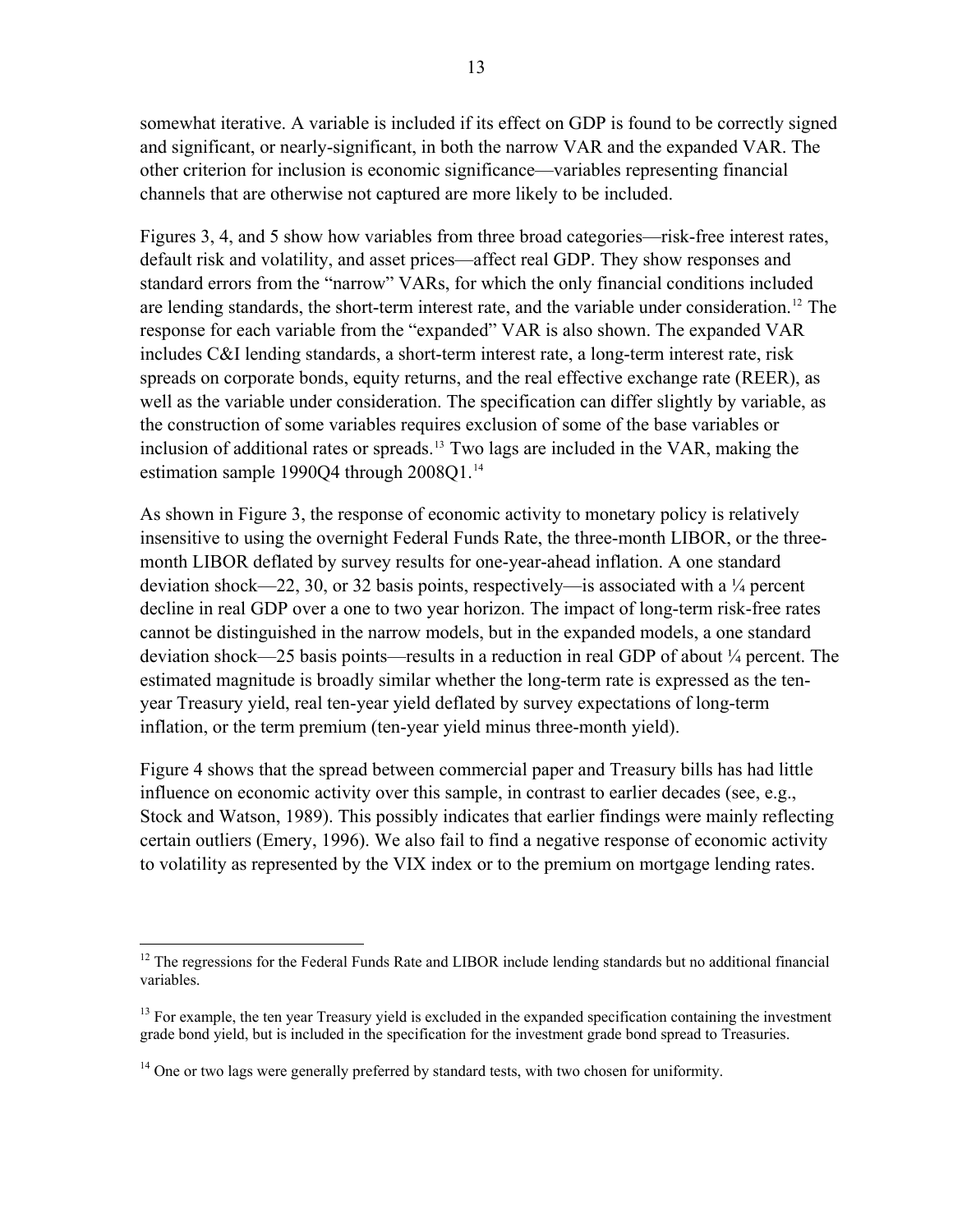somewhat iterative. A variable is included if its effect on GDP is found to be correctly signed and significant, or nearly-significant, in both the narrow VAR and the expanded VAR. The other criterion for inclusion is economic significance—variables representing financial channels that are otherwise not captured are more likely to be included.

Figures 3, 4, and 5 show how variables from three broad categories—risk-free interest rates, default risk and volatility, and asset prices—affect real GDP. They show responses and standard errors from the "narrow" VARs, for which the only financial conditions included are lending standards, the short-term interest rate, and the variable under consideration.[12] The response for each variable from the "expanded" VAR is also shown. The expanded VAR includes C&I lending standards, a short-term interest rate, a long-term interest rate, risk spreads on corporate bonds, equity returns, and the real effective exchange rate (REER), as well as the variable under consideration. The specification can differ slightly by variable, as the construction of some variables requires exclusion of some of the base variables or inclusion of additional rates or spreads.[13] Two lags are included in the VAR, making the estimation sample 1990Q4 through 2008Q1.[14]

As shown in Figure 3, the response of economic activity to monetary policy is relatively insensitive to using the overnight Federal Funds Rate, the three-month LIBOR, or the three-month LIBOR deflated by survey results for one-year-ahead inflation. A one standard deviation shock—22, 30, or 32 basis points, respectively—is associated with a ¼ percent decline in real GDP over a one to two year horizon. The impact of long-term risk-free rates cannot be distinguished in the narrow models, but in the expanded models, a one standard deviation shock—25 basis points—results in a reduction in real GDP of about ¼ percent. The estimated magnitude is broadly similar whether the long-term rate is expressed as the ten-year Treasury yield, real ten-year yield deflated by survey expectations of long-term inflation, or the term premium (ten-year yield minus three-month yield).

Figure 4 shows that the spread between commercial paper and Treasury bills has had little influence on economic activity over this sample, in contrast to earlier decades (see, e.g., Stock and Watson, 1989). This possibly indicates that earlier findings were mainly reflecting certain outliers (Emery, 1996). We also fail to find a negative response of economic activity to volatility as represented by the VIX index or to the premium on mortgage lending rates.

---

[12] The regressions for the Federal Funds Rate and LIBOR include lending standards but no additional financial variables.

[13] For example, the ten year Treasury yield is excluded in the expanded specification containing the investment grade bond yield, but is included in the specification for the investment grade bond spread to Treasuries.

[14] One or two lags were generally preferred by standard tests, with two chosen for uniformity.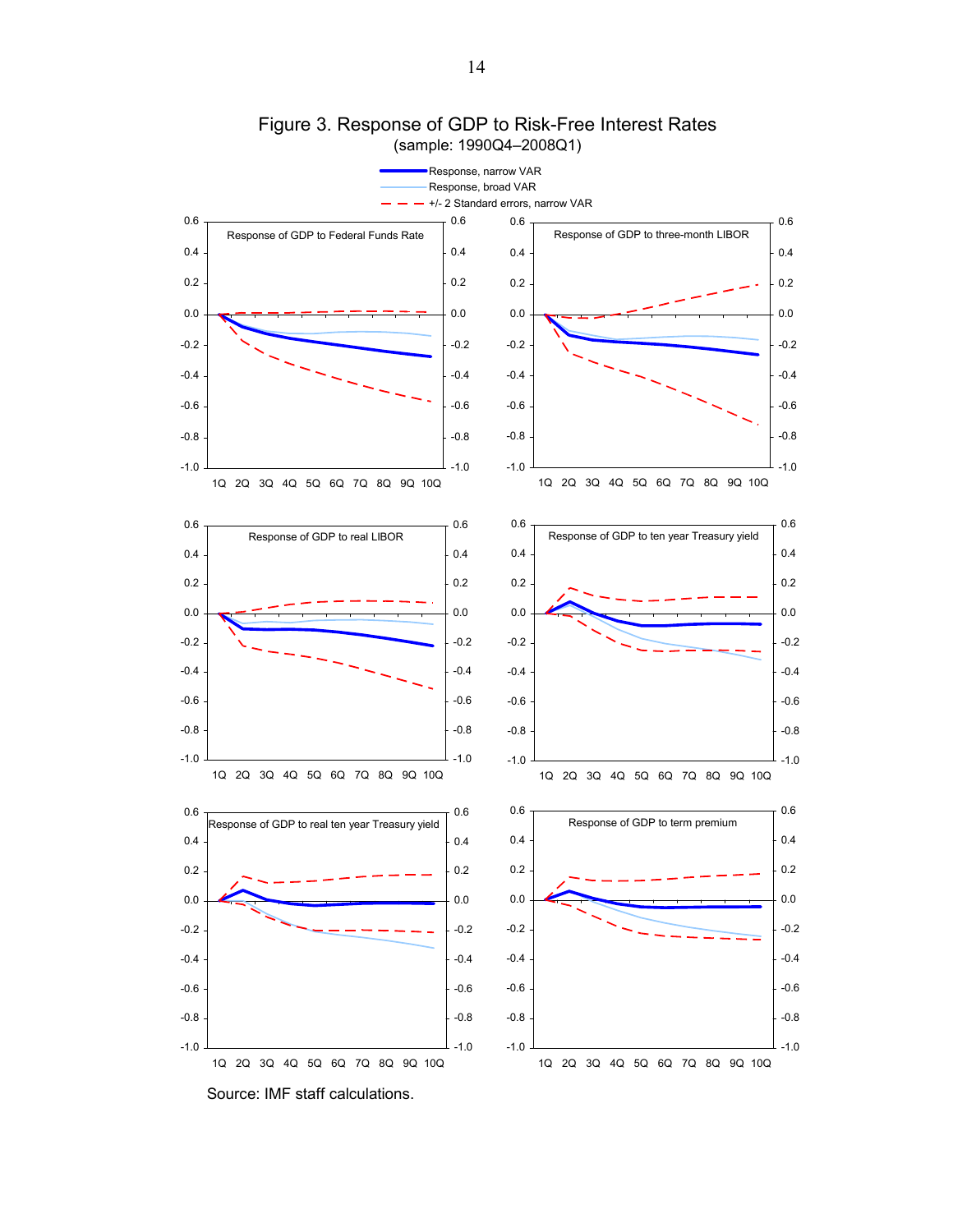# Figure 3. Response of GDP to Risk-Free Interest Rates

(sample: 1990Q4–2008Q1)

Response, narrow VAR
Response, broad VAR
+/- 2 Standard errors, narrow VAR

Response of GDP to Federal Funds Rate

Response of GDP to three-month LIBOR

Response of GDP to real LIBOR

Response of GDP to ten year Treasury yield

Response of GDP to real ten year Treasury yield

Response of GDP to term premium

Source: IMF staff calculations.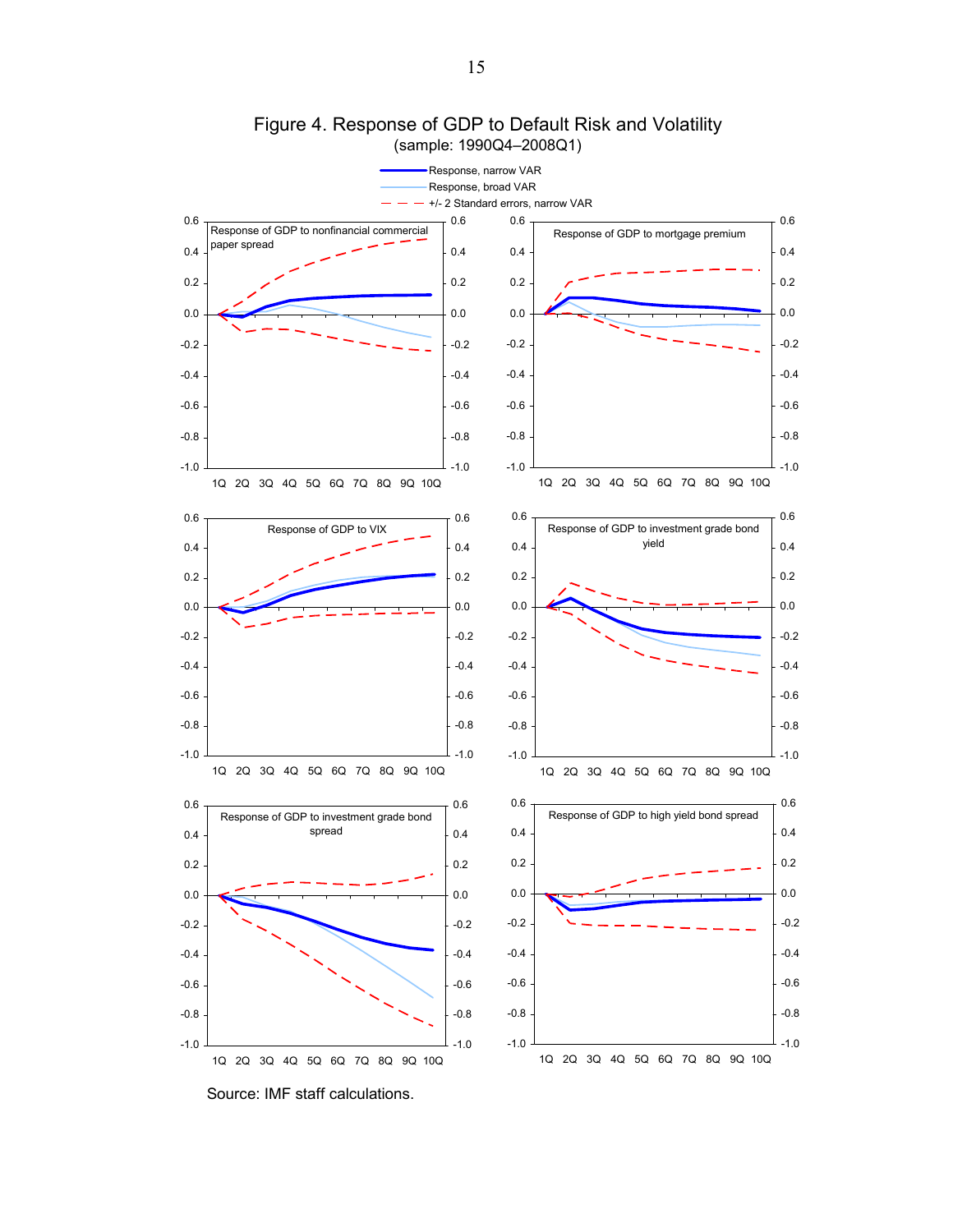# Figure 4. Response of GDP to Default Risk and Volatility

(sample: 1990Q4–2008Q1)

Source: IMF staff calculations.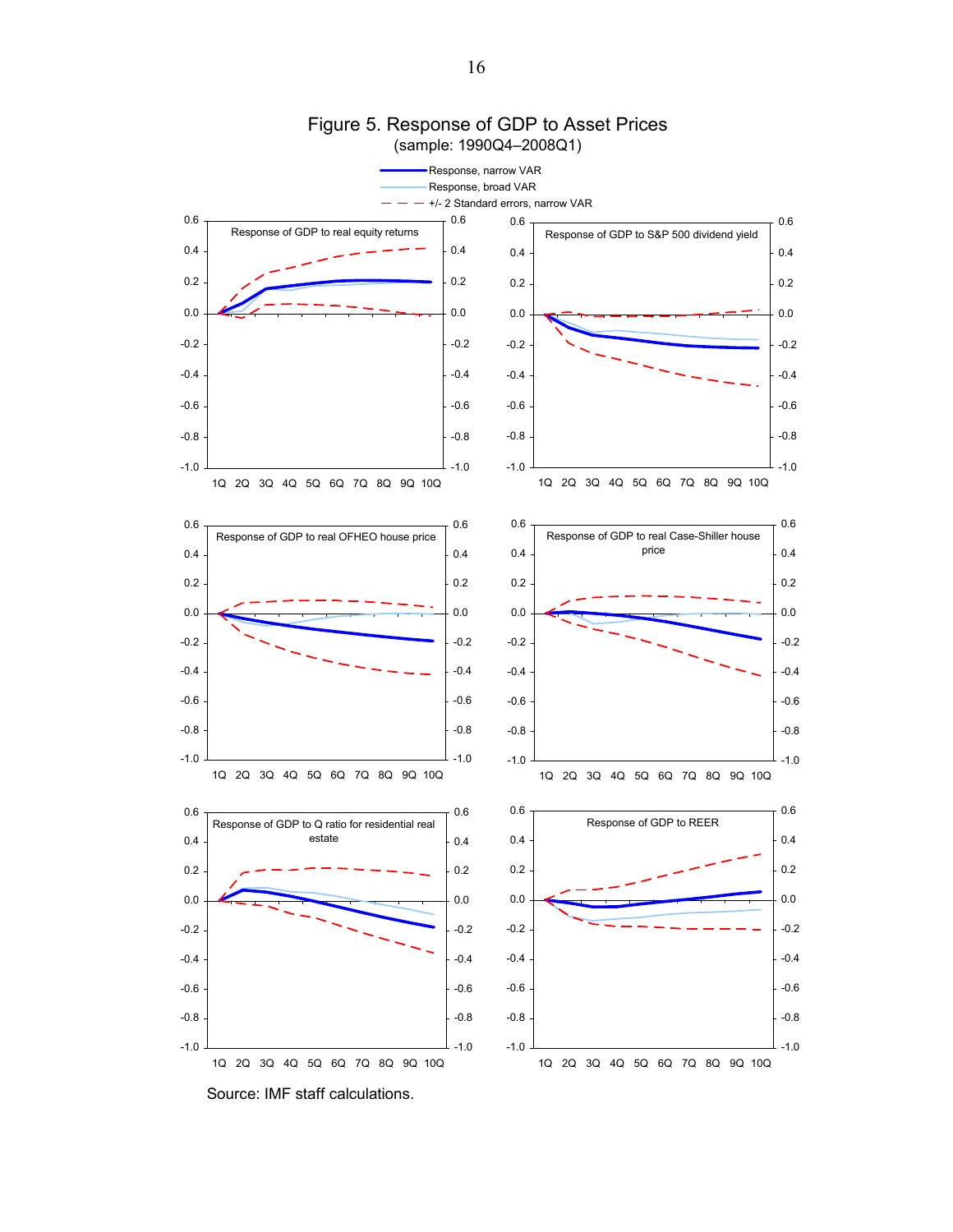## Figure 5. Response of GDP to Asset Prices

(sample: 1990Q4–2008Q1)

Source: IMF staff calculations.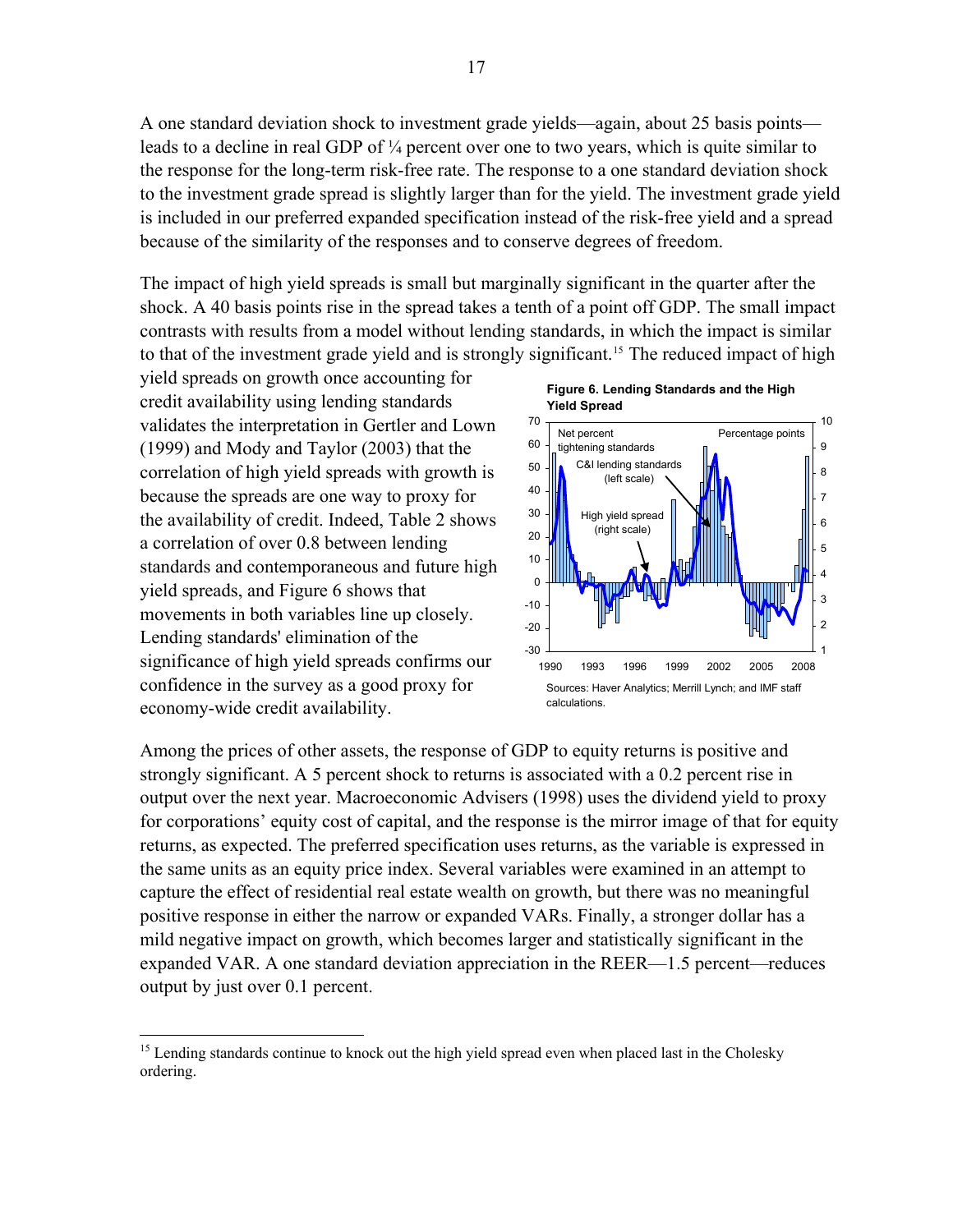A one standard deviation shock to investment grade yields—again, about 25 basis points—leads to a decline in real GDP of ¼ percent over one to two years, which is quite similar to the response for the long-term risk-free rate. The response to a one standard deviation shock to the investment grade spread is slightly larger than for the yield. The investment grade yield is included in our preferred expanded specification instead of the risk-free yield and a spread because of the similarity of the responses and to conserve degrees of freedom.

The impact of high yield spreads is small but marginally significant in the quarter after the shock. A 40 basis points rise in the spread takes a tenth of a point off GDP. The small impact contrasts with results from a model without lending standards, in which the impact is similar to that of the investment grade yield and is strongly significant.[15] The reduced impact of high yield spreads on growth once accounting for credit availability using lending standards validates the interpretation in Gertler and Lown (1999) and Mody and Taylor (2003) that the correlation of high yield spreads with growth is because the spreads are one way to proxy for the availability of credit. Indeed, Table 2 shows a correlation of over 0.8 between lending standards and contemporaneous and future high yield spreads, and Figure 6 shows that movements in both variables line up closely. Lending standards' elimination of the significance of high yield spreads confirms our confidence in the survey as a good proxy for economy-wide credit availability.

**Figure 6. Lending Standards and the High Yield Spread**

Sources: Haver Analytics; Merrill Lynch; and IMF staff calculations.

Among the prices of other assets, the response of GDP to equity returns is positive and strongly significant. A 5 percent shock to returns is associated with a 0.2 percent rise in output over the next year. Macroeconomic Advisers (1998) uses the dividend yield to proxy for corporations' equity cost of capital, and the response is the mirror image of that for equity returns, as expected. The preferred specification uses returns, as the variable is expressed in the same units as an equity price index. Several variables were examined in an attempt to capture the effect of residential real estate wealth on growth, but there was no meaningful positive response in either the narrow or expanded VARs. Finally, a stronger dollar has a mild negative impact on growth, which becomes larger and statistically significant in the expanded VAR. A one standard deviation appreciation in the REER—1.5 percent—reduces output by just over 0.1 percent.

---

[15] Lending standards continue to knock out the high yield spread even when placed last in the Cholesky ordering.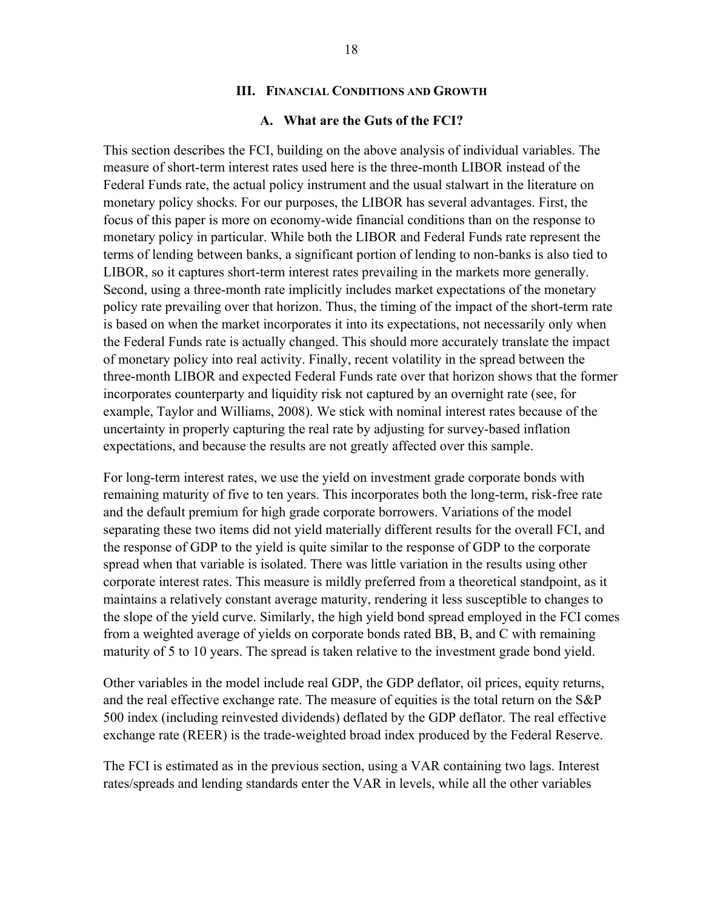## III. Financial Conditions and Growth

### A. What are the Guts of the FCI?

This section describes the FCI, building on the above analysis of individual variables. The measure of short-term interest rates used here is the three-month LIBOR instead of the Federal Funds rate, the actual policy instrument and the usual stalwart in the literature on monetary policy shocks. For our purposes, the LIBOR has several advantages. First, the focus of this paper is more on economy-wide financial conditions than on the response to monetary policy in particular. While both the LIBOR and Federal Funds rate represent the terms of lending between banks, a significant portion of lending to non-banks is also tied to LIBOR, so it captures short-term interest rates prevailing in the markets more generally. Second, using a three-month rate implicitly includes market expectations of the monetary policy rate prevailing over that horizon. Thus, the timing of the impact of the short-term rate is based on when the market incorporates it into its expectations, not necessarily only when the Federal Funds rate is actually changed. This should more accurately translate the impact of monetary policy into real activity. Finally, recent volatility in the spread between the three-month LIBOR and expected Federal Funds rate over that horizon shows that the former incorporates counterparty and liquidity risk not captured by an overnight rate (see, for example, Taylor and Williams, 2008). We stick with nominal interest rates because of the uncertainty in properly capturing the real rate by adjusting for survey-based inflation expectations, and because the results are not greatly affected over this sample.

For long-term interest rates, we use the yield on investment grade corporate bonds with remaining maturity of five to ten years. This incorporates both the long-term, risk-free rate and the default premium for high grade corporate borrowers. Variations of the model separating these two items did not yield materially different results for the overall FCI, and the response of GDP to the yield is quite similar to the response of GDP to the corporate spread when that variable is isolated. There was little variation in the results using other corporate interest rates. This measure is mildly preferred from a theoretical standpoint, as it maintains a relatively constant average maturity, rendering it less susceptible to changes to the slope of the yield curve. Similarly, the high yield bond spread employed in the FCI comes from a weighted average of yields on corporate bonds rated BB, B, and C with remaining maturity of 5 to 10 years. The spread is taken relative to the investment grade bond yield.

Other variables in the model include real GDP, the GDP deflator, oil prices, equity returns, and the real effective exchange rate. The measure of equities is the total return on the S&P 500 index (including reinvested dividends) deflated by the GDP deflator. The real effective exchange rate (REER) is the trade-weighted broad index produced by the Federal Reserve.

The FCI is estimated as in the previous section, using a VAR containing two lags. Interest rates/spreads and lending standards enter the VAR in levels, while all the other variables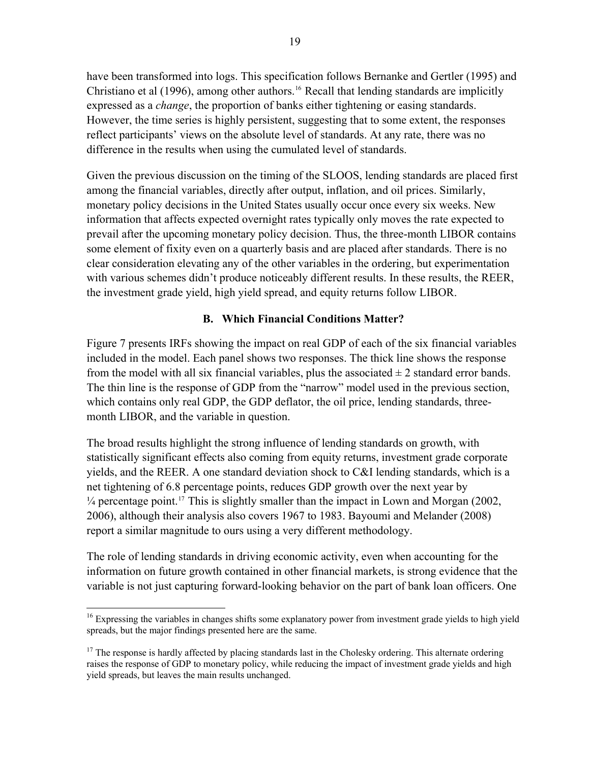have been transformed into logs. This specification follows Bernanke and Gertler (1995) and Christiano et al (1996), among other authors.[16] Recall that lending standards are implicitly expressed as a *change*, the proportion of banks either tightening or easing standards. However, the time series is highly persistent, suggesting that to some extent, the responses reflect participants' views on the absolute level of standards. At any rate, there was no difference in the results when using the cumulated level of standards.

Given the previous discussion on the timing of the SLOOS, lending standards are placed first among the financial variables, directly after output, inflation, and oil prices. Similarly, monetary policy decisions in the United States usually occur once every six weeks. New information that affects expected overnight rates typically only moves the rate expected to prevail after the upcoming monetary policy decision. Thus, the three-month LIBOR contains some element of fixity even on a quarterly basis and are placed after standards. There is no clear consideration elevating any of the other variables in the ordering, but experimentation with various schemes didn't produce noticeably different results. In these results, the REER, the investment grade yield, high yield spread, and equity returns follow LIBOR.

### B. Which Financial Conditions Matter?

Figure 7 presents IRFs showing the impact on real GDP of each of the six financial variables included in the model. Each panel shows two responses. The thick line shows the response from the model with all six financial variables, plus the associated ± 2 standard error bands. The thin line is the response of GDP from the "narrow" model used in the previous section, which contains only real GDP, the GDP deflator, the oil price, lending standards, three-month LIBOR, and the variable in question.

The broad results highlight the strong influence of lending standards on growth, with statistically significant effects also coming from equity returns, investment grade corporate yields, and the REER. A one standard deviation shock to C&I lending standards, which is a net tightening of 6.8 percentage points, reduces GDP growth over the next year by ¼ percentage point.[17] This is slightly smaller than the impact in Lown and Morgan (2002, 2006), although their analysis also covers 1967 to 1983. Bayoumi and Melander (2008) report a similar magnitude to ours using a very different methodology.

The role of lending standards in driving economic activity, even when accounting for the information on future growth contained in other financial markets, is strong evidence that the variable is not just capturing forward-looking behavior on the part of bank loan officers. One

---

[16] Expressing the variables in changes shifts some explanatory power from investment grade yields to high yield spreads, but the major findings presented here are the same.

[17] The response is hardly affected by placing standards last in the Cholesky ordering. This alternate ordering raises the response of GDP to monetary policy, while reducing the impact of investment grade yields and high yield spreads, but leaves the main results unchanged.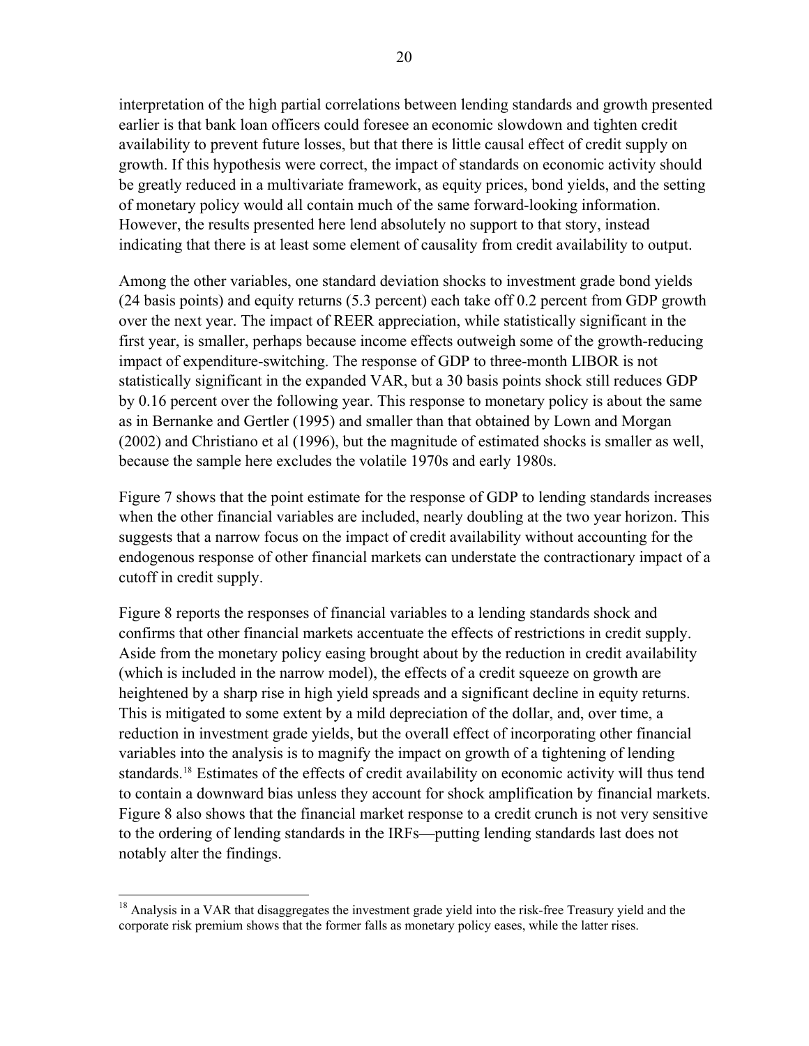interpretation of the high partial correlations between lending standards and growth presented earlier is that bank loan officers could foresee an economic slowdown and tighten credit availability to prevent future losses, but that there is little causal effect of credit supply on growth. If this hypothesis were correct, the impact of standards on economic activity should be greatly reduced in a multivariate framework, as equity prices, bond yields, and the setting of monetary policy would all contain much of the same forward-looking information. However, the results presented here lend absolutely no support to that story, instead indicating that there is at least some element of causality from credit availability to output.

Among the other variables, one standard deviation shocks to investment grade bond yields (24 basis points) and equity returns (5.3 percent) each take off 0.2 percent from GDP growth over the next year. The impact of REER appreciation, while statistically significant in the first year, is smaller, perhaps because income effects outweigh some of the growth-reducing impact of expenditure-switching. The response of GDP to three-month LIBOR is not statistically significant in the expanded VAR, but a 30 basis points shock still reduces GDP by 0.16 percent over the following year. This response to monetary policy is about the same as in Bernanke and Gertler (1995) and smaller than that obtained by Lown and Morgan (2002) and Christiano et al (1996), but the magnitude of estimated shocks is smaller as well, because the sample here excludes the volatile 1970s and early 1980s.

Figure 7 shows that the point estimate for the response of GDP to lending standards increases when the other financial variables are included, nearly doubling at the two year horizon. This suggests that a narrow focus on the impact of credit availability without accounting for the endogenous response of other financial markets can understate the contractionary impact of a cutoff in credit supply.

Figure 8 reports the responses of financial variables to a lending standards shock and confirms that other financial markets accentuate the effects of restrictions in credit supply. Aside from the monetary policy easing brought about by the reduction in credit availability (which is included in the narrow model), the effects of a credit squeeze on growth are heightened by a sharp rise in high yield spreads and a significant decline in equity returns. This is mitigated to some extent by a mild depreciation of the dollar, and, over time, a reduction in investment grade yields, but the overall effect of incorporating other financial variables into the analysis is to magnify the impact on growth of a tightening of lending standards.[18] Estimates of the effects of credit availability on economic activity will thus tend to contain a downward bias unless they account for shock amplification by financial markets. Figure 8 also shows that the financial market response to a credit crunch is not very sensitive to the ordering of lending standards in the IRFs—putting lending standards last does not notably alter the findings.

---

[18] Analysis in a VAR that disaggregates the investment grade yield into the risk-free Treasury yield and the corporate risk premium shows that the former falls as monetary policy eases, while the latter rises.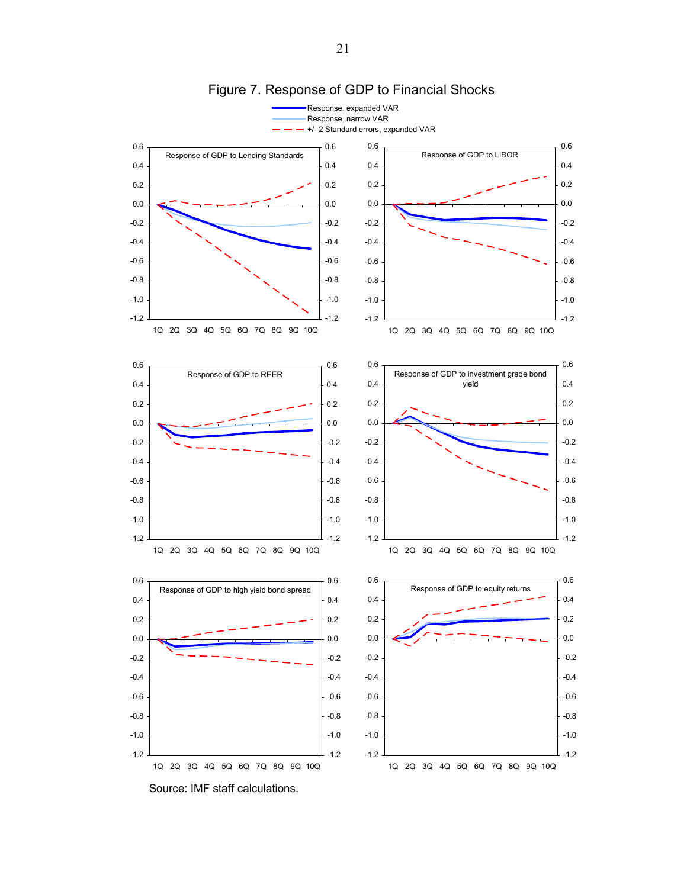# Figure 7. Response of GDP to Financial Shocks

Source: IMF staff calculations.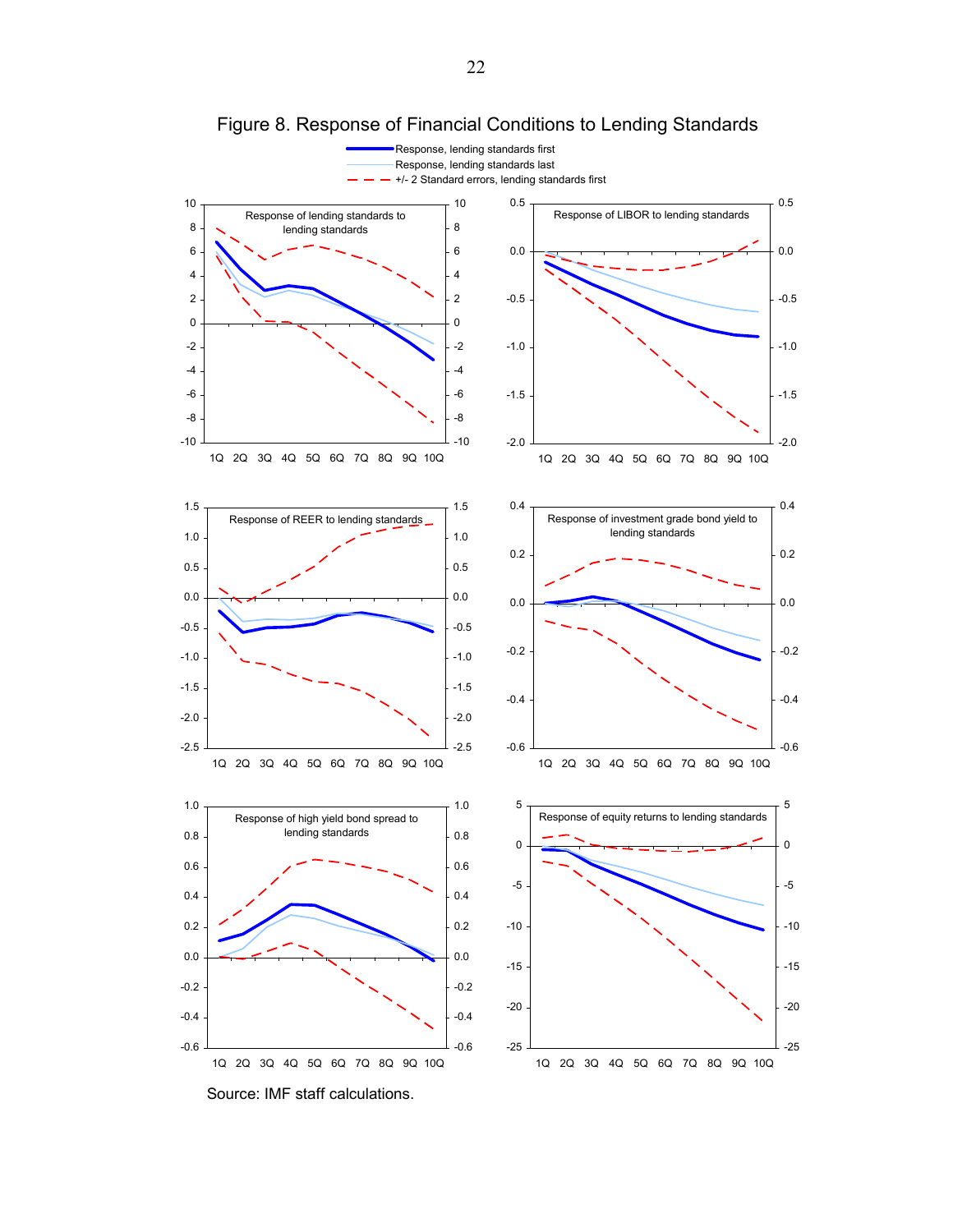# Figure 8. Response of Financial Conditions to Lending Standards

Response, lending standards first
Response, lending standards last
+/- 2 Standard errors, lending standards first

Response of lending standards to lending standards

Response of LIBOR to lending standards

Response of REER to lending standards

Response of investment grade bond yield to lending standards

Response of high yield bond spread to lending standards

Response of equity returns to lending standards

Source: IMF staff calculations.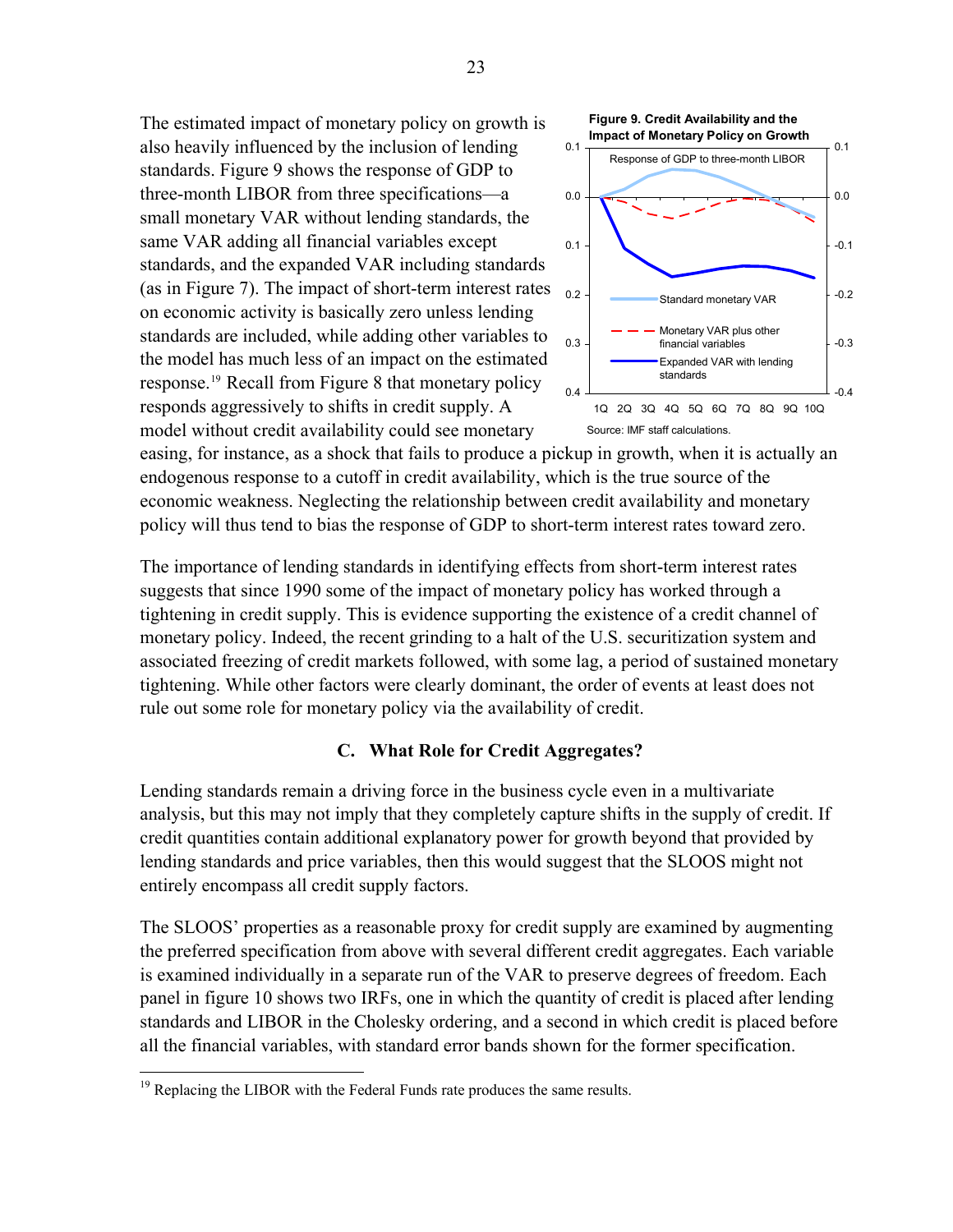The estimated impact of monetary policy on growth is also heavily influenced by the inclusion of lending standards. Figure 9 shows the response of GDP to three-month LIBOR from three specifications—a small monetary VAR without lending standards, the same VAR adding all financial variables except standards, and the expanded VAR including standards (as in Figure 7). The impact of short-term interest rates on economic activity is basically zero unless lending standards are included, while adding other variables to the model has much less of an impact on the estimated response.[19] Recall from Figure 8 that monetary policy responds aggressively to shifts in credit supply. A model without credit availability could see monetary easing, for instance, as a shock that fails to produce a pickup in growth, when it is actually an endogenous response to a cutoff in credit availability, which is the true source of the economic weakness. Neglecting the relationship between credit availability and monetary policy will thus tend to bias the response of GDP to short-term interest rates toward zero.

**Figure 9. Credit Availability and the Impact of Monetary Policy on Growth**

Source: IMF staff calculations.

The importance of lending standards in identifying effects from short-term interest rates suggests that since 1990 some of the impact of monetary policy has worked through a tightening in credit supply. This is evidence supporting the existence of a credit channel of monetary policy. Indeed, the recent grinding to a halt of the U.S. securitization system and associated freezing of credit markets followed, with some lag, a period of sustained monetary tightening. While other factors were clearly dominant, the order of events at least does not rule out some role for monetary policy via the availability of credit.

## C. What Role for Credit Aggregates?

Lending standards remain a driving force in the business cycle even in a multivariate analysis, but this may not imply that they completely capture shifts in the supply of credit. If credit quantities contain additional explanatory power for growth beyond that provided by lending standards and price variables, then this would suggest that the SLOOS might not entirely encompass all credit supply factors.

The SLOOS' properties as a reasonable proxy for credit supply are examined by augmenting the preferred specification from above with several different credit aggregates. Each variable is examined individually in a separate run of the VAR to preserve degrees of freedom. Each panel in figure 10 shows two IRFs, one in which the quantity of credit is placed after lending standards and LIBOR in the Cholesky ordering, and a second in which credit is placed before all the financial variables, with standard error bands shown for the former specification.

[19] Replacing the LIBOR with the Federal Funds rate produces the same results.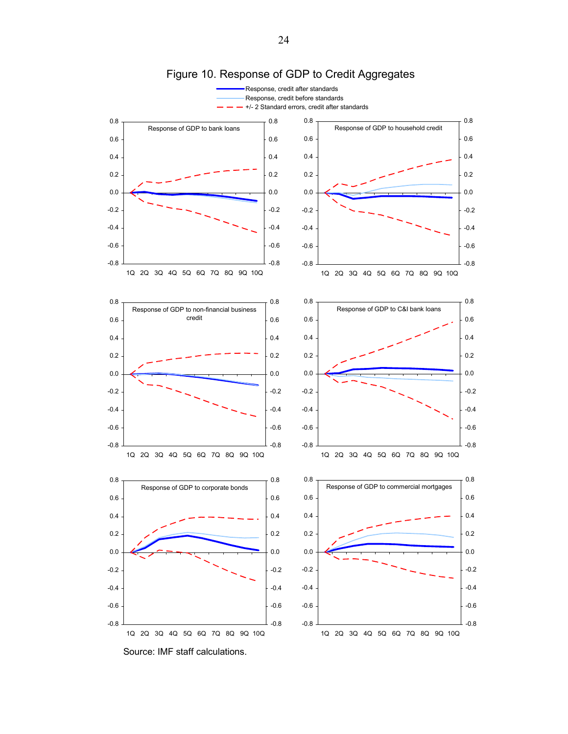# Figure 10. Response of GDP to Credit Aggregates

Response, credit after standards

Response, credit before standards

+/- 2 Standard errors, credit after standards

Response of GDP to bank loans

Response of GDP to household credit

Response of GDP to non-financial business credit

Response of GDP to C&I bank loans

Response of GDP to corporate bonds

Response of GDP to commercial mortgages

Source: IMF staff calculations.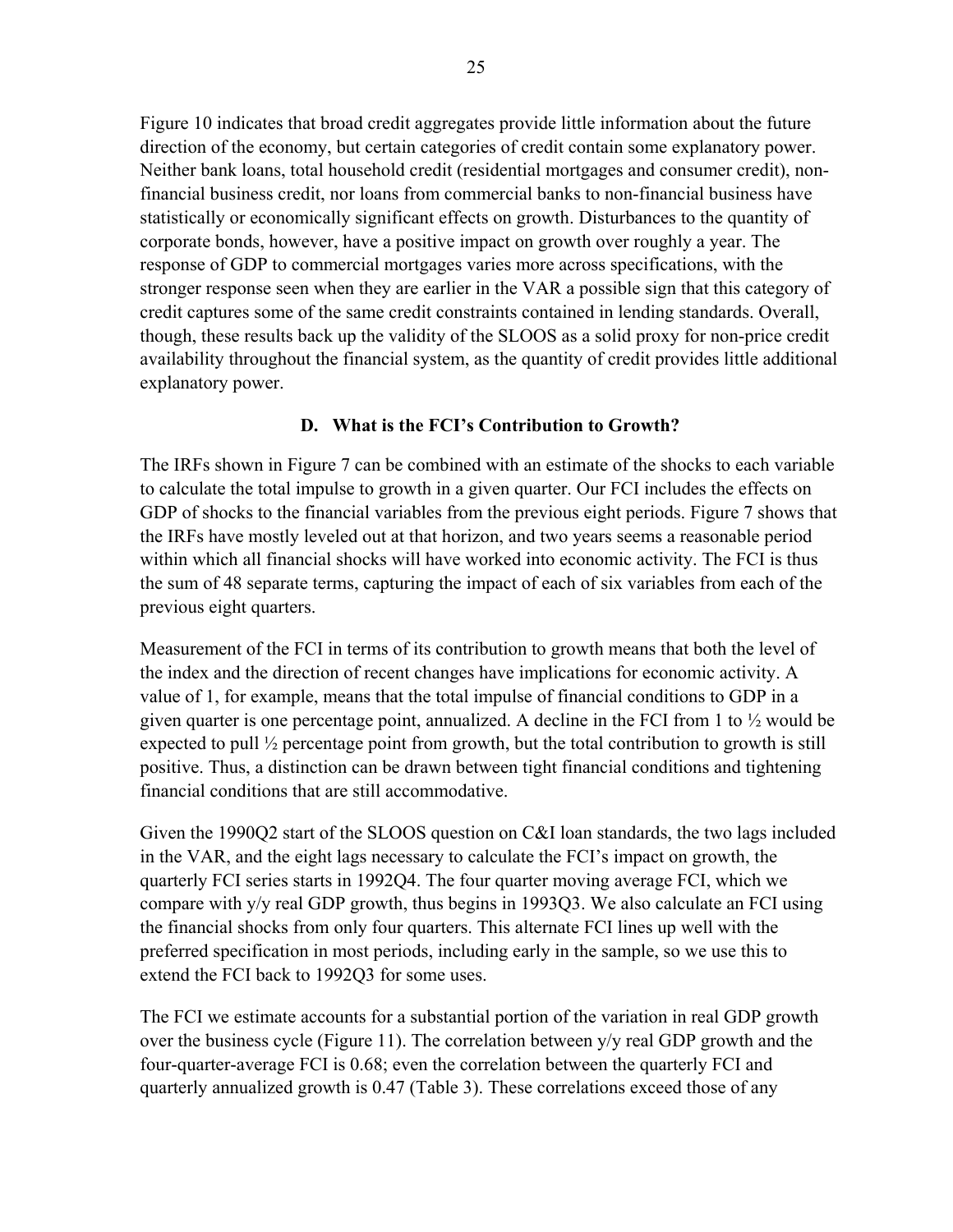Figure 10 indicates that broad credit aggregates provide little information about the future direction of the economy, but certain categories of credit contain some explanatory power. Neither bank loans, total household credit (residential mortgages and consumer credit), non-financial business credit, nor loans from commercial banks to non-financial business have statistically or economically significant effects on growth. Disturbances to the quantity of corporate bonds, however, have a positive impact on growth over roughly a year. The response of GDP to commercial mortgages varies more across specifications, with the stronger response seen when they are earlier in the VAR a possible sign that this category of credit captures some of the same credit constraints contained in lending standards. Overall, though, these results back up the validity of the SLOOS as a solid proxy for non-price credit availability throughout the financial system, as the quantity of credit provides little additional explanatory power.

### D. What is the FCI's Contribution to Growth?

The IRFs shown in Figure 7 can be combined with an estimate of the shocks to each variable to calculate the total impulse to growth in a given quarter. Our FCI includes the effects on GDP of shocks to the financial variables from the previous eight periods. Figure 7 shows that the IRFs have mostly leveled out at that horizon, and two years seems a reasonable period within which all financial shocks will have worked into economic activity. The FCI is thus the sum of 48 separate terms, capturing the impact of each of six variables from each of the previous eight quarters.

Measurement of the FCI in terms of its contribution to growth means that both the level of the index and the direction of recent changes have implications for economic activity. A value of 1, for example, means that the total impulse of financial conditions to GDP in a given quarter is one percentage point, annualized. A decline in the FCI from 1 to ½ would be expected to pull ½ percentage point from growth, but the total contribution to growth is still positive. Thus, a distinction can be drawn between tight financial conditions and tightening financial conditions that are still accommodative.

Given the 1990Q2 start of the SLOOS question on C&I loan standards, the two lags included in the VAR, and the eight lags necessary to calculate the FCI's impact on growth, the quarterly FCI series starts in 1992Q4. The four quarter moving average FCI, which we compare with y/y real GDP growth, thus begins in 1993Q3. We also calculate an FCI using the financial shocks from only four quarters. This alternate FCI lines up well with the preferred specification in most periods, including early in the sample, so we use this to extend the FCI back to 1992Q3 for some uses.

The FCI we estimate accounts for a substantial portion of the variation in real GDP growth over the business cycle (Figure 11). The correlation between y/y real GDP growth and the four-quarter-average FCI is 0.68; even the correlation between the quarterly FCI and quarterly annualized growth is 0.47 (Table 3). These correlations exceed those of any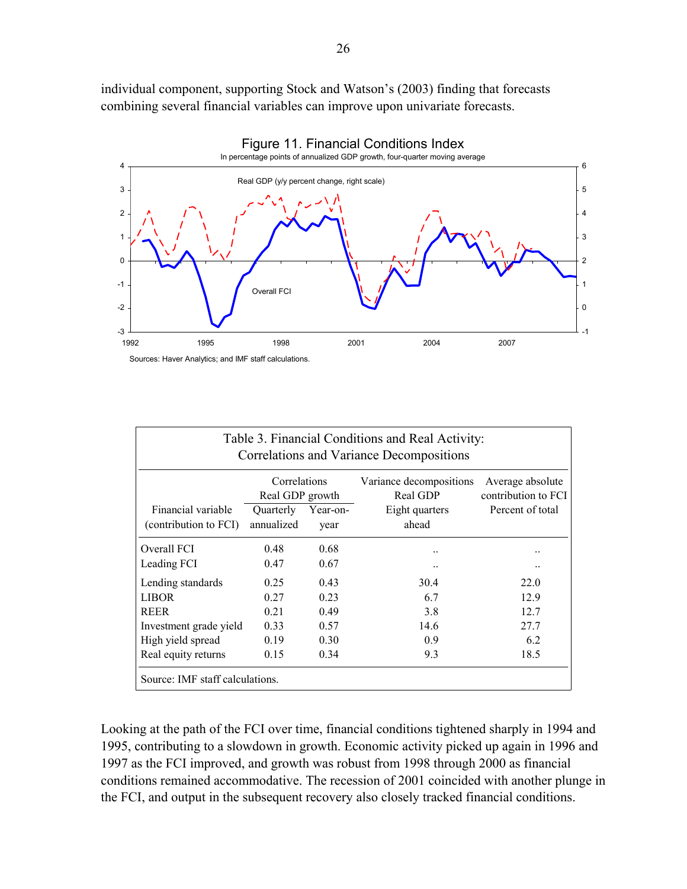individual component, supporting Stock and Watson's (2003) finding that forecasts combining several financial variables can improve upon univariate forecasts.

Figure 11. Financial Conditions Index

In percentage points of annualized GDP growth, four-quarter moving average

Sources: Haver Analytics; and IMF staff calculations.

Table 3. Financial Conditions and Real Activity: Correlations and Variance Decompositions

| Financial variable (contribution to FCI) | Correlations Real GDP growth Quarterly annualized | Year-on-year | Variance decompositions Real GDP Eight quarters ahead | Average absolute contribution to FCI Percent of total |
|---|---|---|---|---|
| Overall FCI | 0.48 | 0.68 | .. | .. |
| Leading FCI | 0.47 | 0.67 | .. | .. |
| Lending standards | 0.25 | 0.43 | 30.4 | 22.0 |
| LIBOR | 0.27 | 0.23 | 6.7 | 12.9 |
| REER | 0.21 | 0.49 | 3.8 | 12.7 |
| Investment grade yield | 0.33 | 0.57 | 14.6 | 27.7 |
| High yield spread | 0.19 | 0.30 | 0.9 | 6.2 |
| Real equity returns | 0.15 | 0.34 | 9.3 | 18.5 |

Source: IMF staff calculations.

Looking at the path of the FCI over time, financial conditions tightened sharply in 1994 and 1995, contributing to a slowdown in growth. Economic activity picked up again in 1996 and 1997 as the FCI improved, and growth was robust from 1998 through 2000 as financial conditions remained accommodative. The recession of 2001 coincided with another plunge in the FCI, and output in the subsequent recovery also closely tracked financial conditions.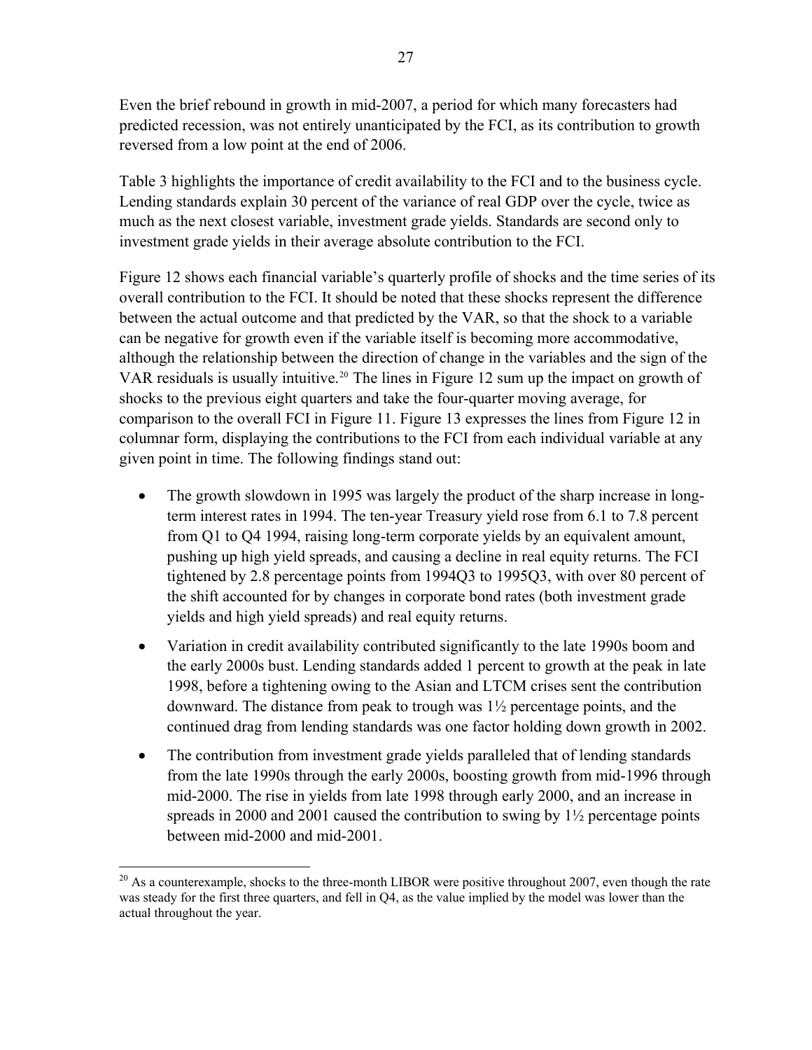Even the brief rebound in growth in mid-2007, a period for which many forecasters had predicted recession, was not entirely unanticipated by the FCI, as its contribution to growth reversed from a low point at the end of 2006.

Table 3 highlights the importance of credit availability to the FCI and to the business cycle. Lending standards explain 30 percent of the variance of real GDP over the cycle, twice as much as the next closest variable, investment grade yields. Standards are second only to investment grade yields in their average absolute contribution to the FCI.

Figure 12 shows each financial variable's quarterly profile of shocks and the time series of its overall contribution to the FCI. It should be noted that these shocks represent the difference between the actual outcome and that predicted by the VAR, so that the shock to a variable can be negative for growth even if the variable itself is becoming more accommodative, although the relationship between the direction of change in the variables and the sign of the VAR residuals is usually intuitive.[20] The lines in Figure 12 sum up the impact on growth of shocks to the previous eight quarters and take the four-quarter moving average, for comparison to the overall FCI in Figure 11. Figure 13 expresses the lines from Figure 12 in columnar form, displaying the contributions to the FCI from each individual variable at any given point in time. The following findings stand out:

- The growth slowdown in 1995 was largely the product of the sharp increase in long-term interest rates in 1994. The ten-year Treasury yield rose from 6.1 to 7.8 percent from Q1 to Q4 1994, raising long-term corporate yields by an equivalent amount, pushing up high yield spreads, and causing a decline in real equity returns. The FCI tightened by 2.8 percentage points from 1994Q3 to 1995Q3, with over 80 percent of the shift accounted for by changes in corporate bond rates (both investment grade yields and high yield spreads) and real equity returns.
- Variation in credit availability contributed significantly to the late 1990s boom and the early 2000s bust. Lending standards added 1 percent to growth at the peak in late 1998, before a tightening owing to the Asian and LTCM crises sent the contribution downward. The distance from peak to trough was 1½ percentage points, and the continued drag from lending standards was one factor holding down growth in 2002.
- The contribution from investment grade yields paralleled that of lending standards from the late 1990s through the early 2000s, boosting growth from mid-1996 through mid-2000. The rise in yields from late 1998 through early 2000, and an increase in spreads in 2000 and 2001 caused the contribution to swing by 1½ percentage points between mid-2000 and mid-2001.

[20] As a counterexample, shocks to the three-month LIBOR were positive throughout 2007, even though the rate was steady for the first three quarters, and fell in Q4, as the value implied by the model was lower than the actual throughout the year.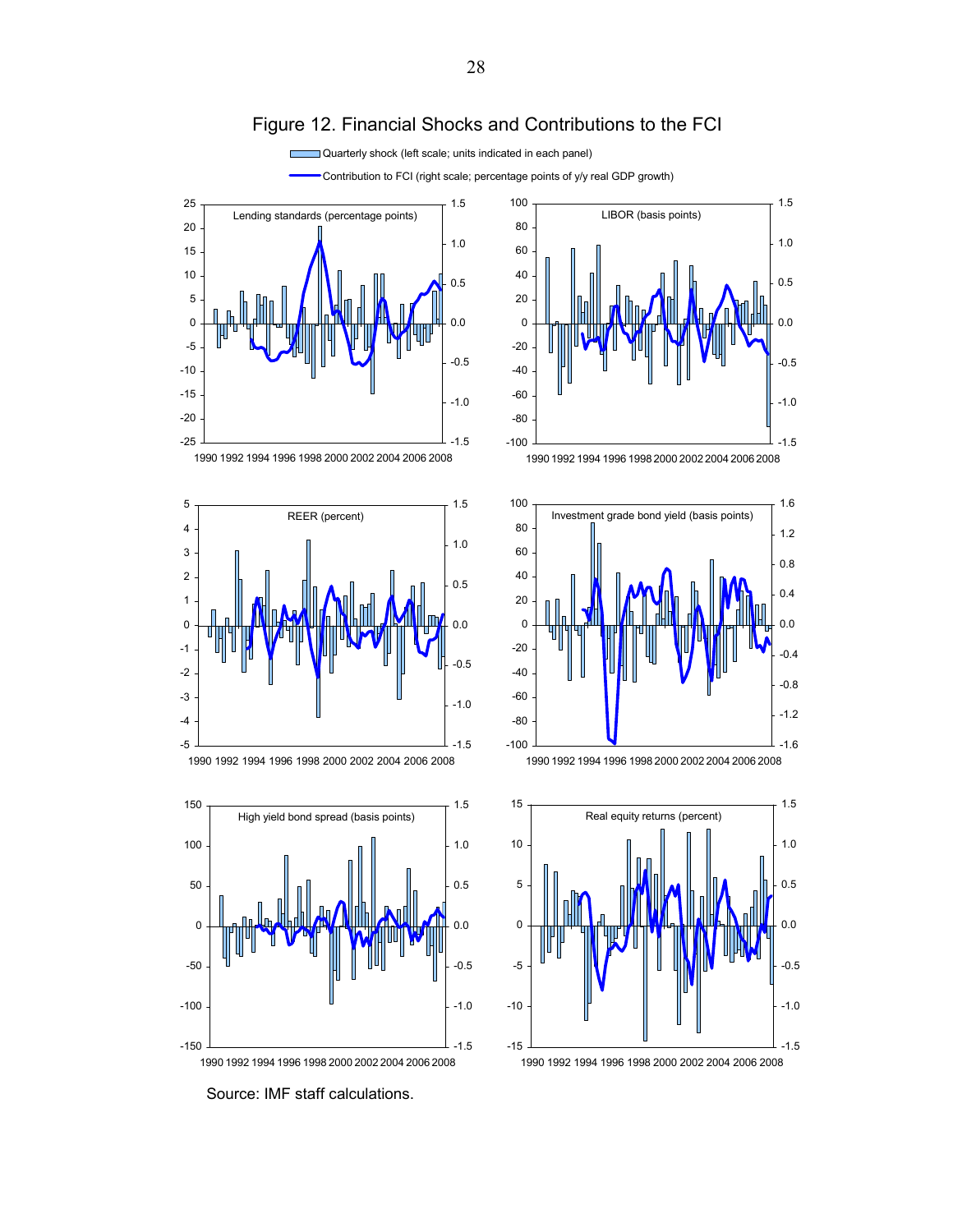Figure 12. Financial Shocks and Contributions to the FCI

Source: IMF staff calculations.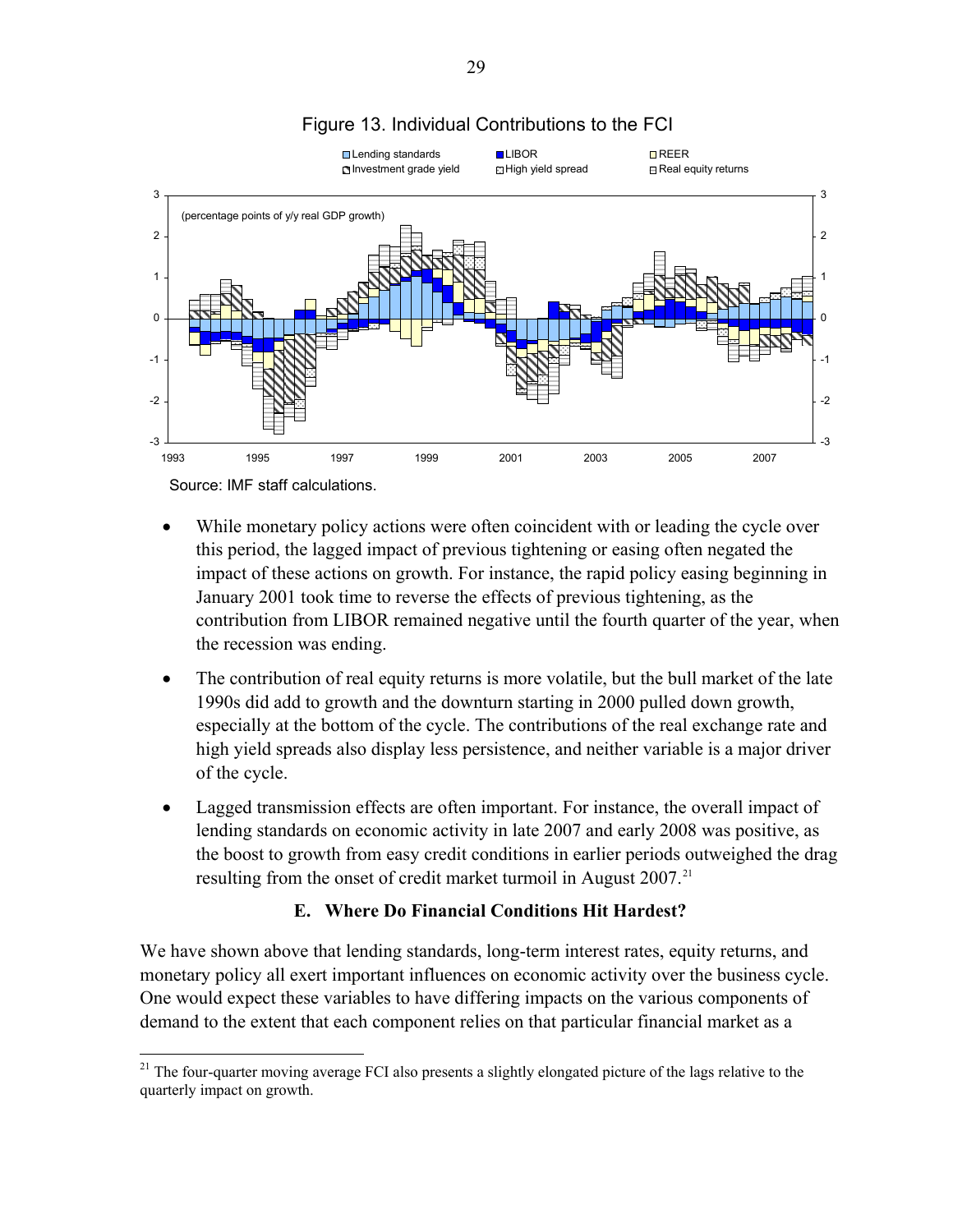Figure 13. Individual Contributions to the FCI

Source: IMF staff calculations.

- While monetary policy actions were often coincident with or leading the cycle over this period, the lagged impact of previous tightening or easing often negated the impact of these actions on growth. For instance, the rapid policy easing beginning in January 2001 took time to reverse the effects of previous tightening, as the contribution from LIBOR remained negative until the fourth quarter of the year, when the recession was ending.
- The contribution of real equity returns is more volatile, but the bull market of the late 1990s did add to growth and the downturn starting in 2000 pulled down growth, especially at the bottom of the cycle. The contributions of the real exchange rate and high yield spreads also display less persistence, and neither variable is a major driver of the cycle.
- Lagged transmission effects are often important. For instance, the overall impact of lending standards on economic activity in late 2007 and early 2008 was positive, as the boost to growth from easy credit conditions in earlier periods outweighed the drag resulting from the onset of credit market turmoil in August 2007.[21]

### E. Where Do Financial Conditions Hit Hardest?

We have shown above that lending standards, long-term interest rates, equity returns, and monetary policy all exert important influences on economic activity over the business cycle. One would expect these variables to have differing impacts on the various components of demand to the extent that each component relies on that particular financial market as a

[21] The four-quarter moving average FCI also presents a slightly elongated picture of the lags relative to the quarterly impact on growth.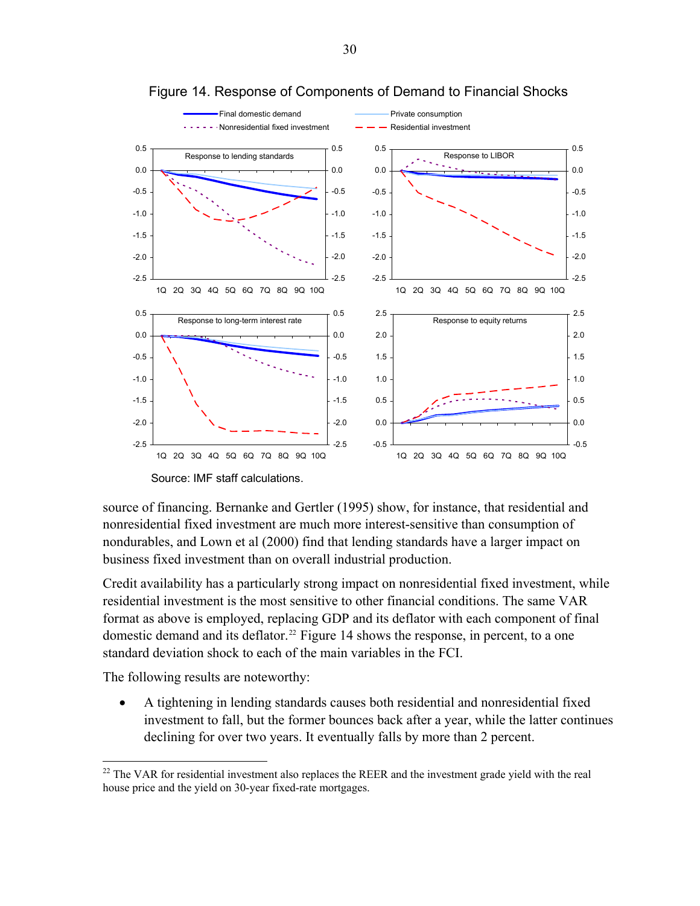Figure 14. Response of Components of Demand to Financial Shocks

Source: IMF staff calculations.

source of financing. Bernanke and Gertler (1995) show, for instance, that residential and nonresidential fixed investment are much more interest-sensitive than consumption of nondurables, and Lown et al (2000) find that lending standards have a larger impact on business fixed investment than on overall industrial production.

Credit availability has a particularly strong impact on nonresidential fixed investment, while residential investment is the most sensitive to other financial conditions. The same VAR format as above is employed, replacing GDP and its deflator with each component of final domestic demand and its deflator.[22] Figure 14 shows the response, in percent, to a one standard deviation shock to each of the main variables in the FCI.

The following results are noteworthy:

- A tightening in lending standards causes both residential and nonresidential fixed investment to fall, but the former bounces back after a year, while the latter continues declining for over two years. It eventually falls by more than 2 percent.

[22] The VAR for residential investment also replaces the REER and the investment grade yield with the real house price and the yield on 30-year fixed-rate mortgages.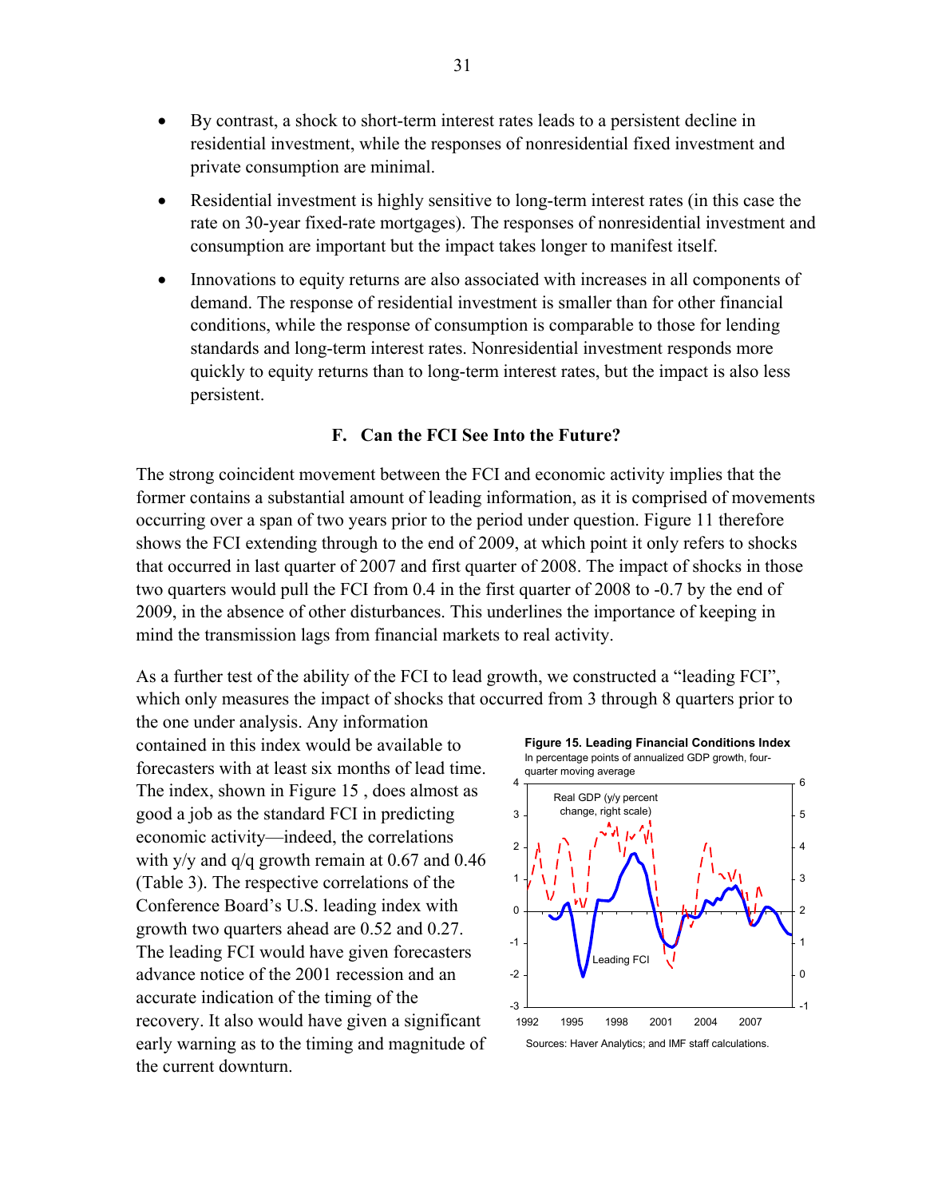- By contrast, a shock to short-term interest rates leads to a persistent decline in residential investment, while the responses of nonresidential fixed investment and private consumption are minimal.
- Residential investment is highly sensitive to long-term interest rates (in this case the rate on 30-year fixed-rate mortgages). The responses of nonresidential investment and consumption are important but the impact takes longer to manifest itself.
- Innovations to equity returns are also associated with increases in all components of demand. The response of residential investment is smaller than for other financial conditions, while the response of consumption is comparable to those for lending standards and long-term interest rates. Nonresidential investment responds more quickly to equity returns than to long-term interest rates, but the impact is also less persistent.

## F. Can the FCI See Into the Future?

The strong coincident movement between the FCI and economic activity implies that the former contains a substantial amount of leading information, as it is comprised of movements occurring over a span of two years prior to the period under question. Figure 11 therefore shows the FCI extending through to the end of 2009, at which point it only refers to shocks that occurred in last quarter of 2007 and first quarter of 2008. The impact of shocks in those two quarters would pull the FCI from 0.4 in the first quarter of 2008 to -0.7 by the end of 2009, in the absence of other disturbances. This underlines the importance of keeping in mind the transmission lags from financial markets to real activity.

As a further test of the ability of the FCI to lead growth, we constructed a "leading FCI", which only measures the impact of shocks that occurred from 3 through 8 quarters prior to the one under analysis. Any information contained in this index would be available to forecasters with at least six months of lead time. The index, shown in Figure 15 , does almost as good a job as the standard FCI in predicting economic activity—indeed, the correlations with y/y and q/q growth remain at 0.67 and 0.46 (Table 3). The respective correlations of the Conference Board's U.S. leading index with growth two quarters ahead are 0.52 and 0.27. The leading FCI would have given forecasters advance notice of the 2001 recession and an accurate indication of the timing of the recovery. It also would have given a significant early warning as to the timing and magnitude of the current downturn.

**Figure 15. Leading Financial Conditions Index**
In percentage points of annualized GDP growth, four-quarter moving average

Sources: Haver Analytics; and IMF staff calculations.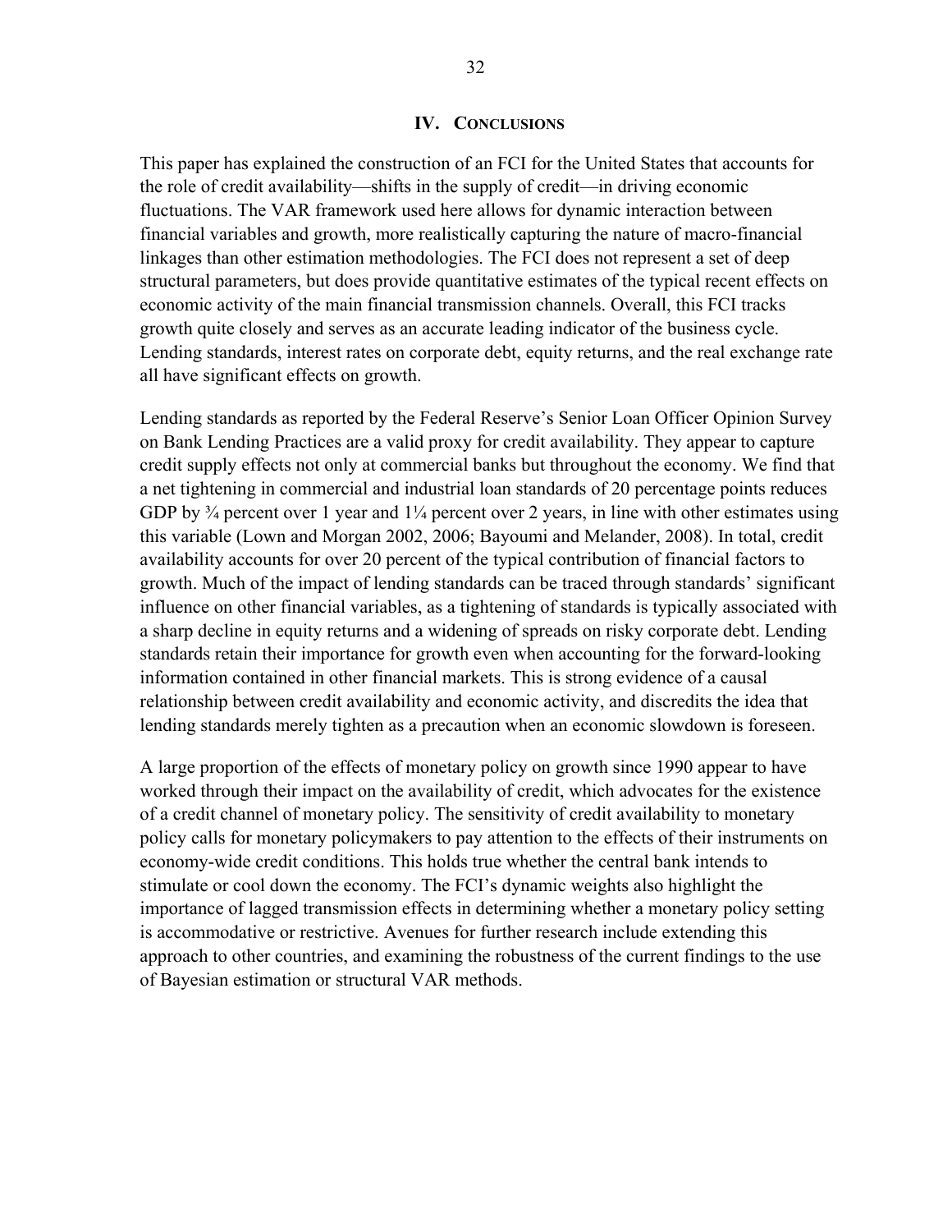## IV. CONCLUSIONS

This paper has explained the construction of an FCI for the United States that accounts for the role of credit availability—shifts in the supply of credit—in driving economic fluctuations. The VAR framework used here allows for dynamic interaction between financial variables and growth, more realistically capturing the nature of macro-financial linkages than other estimation methodologies. The FCI does not represent a set of deep structural parameters, but does provide quantitative estimates of the typical recent effects on economic activity of the main financial transmission channels. Overall, this FCI tracks growth quite closely and serves as an accurate leading indicator of the business cycle. Lending standards, interest rates on corporate debt, equity returns, and the real exchange rate all have significant effects on growth.

Lending standards as reported by the Federal Reserve's Senior Loan Officer Opinion Survey on Bank Lending Practices are a valid proxy for credit availability. They appear to capture credit supply effects not only at commercial banks but throughout the economy. We find that a net tightening in commercial and industrial loan standards of 20 percentage points reduces GDP by ¾ percent over 1 year and 1¼ percent over 2 years, in line with other estimates using this variable (Lown and Morgan 2002, 2006; Bayoumi and Melander, 2008). In total, credit availability accounts for over 20 percent of the typical contribution of financial factors to growth. Much of the impact of lending standards can be traced through standards' significant influence on other financial variables, as a tightening of standards is typically associated with a sharp decline in equity returns and a widening of spreads on risky corporate debt. Lending standards retain their importance for growth even when accounting for the forward-looking information contained in other financial markets. This is strong evidence of a causal relationship between credit availability and economic activity, and discredits the idea that lending standards merely tighten as a precaution when an economic slowdown is foreseen.

A large proportion of the effects of monetary policy on growth since 1990 appear to have worked through their impact on the availability of credit, which advocates for the existence of a credit channel of monetary policy. The sensitivity of credit availability to monetary policy calls for monetary policymakers to pay attention to the effects of their instruments on economy-wide credit conditions. This holds true whether the central bank intends to stimulate or cool down the economy. The FCI's dynamic weights also highlight the importance of lagged transmission effects in determining whether a monetary policy setting is accommodative or restrictive. Avenues for further research include extending this approach to other countries, and examining the robustness of the current findings to the use of Bayesian estimation or structural VAR methods.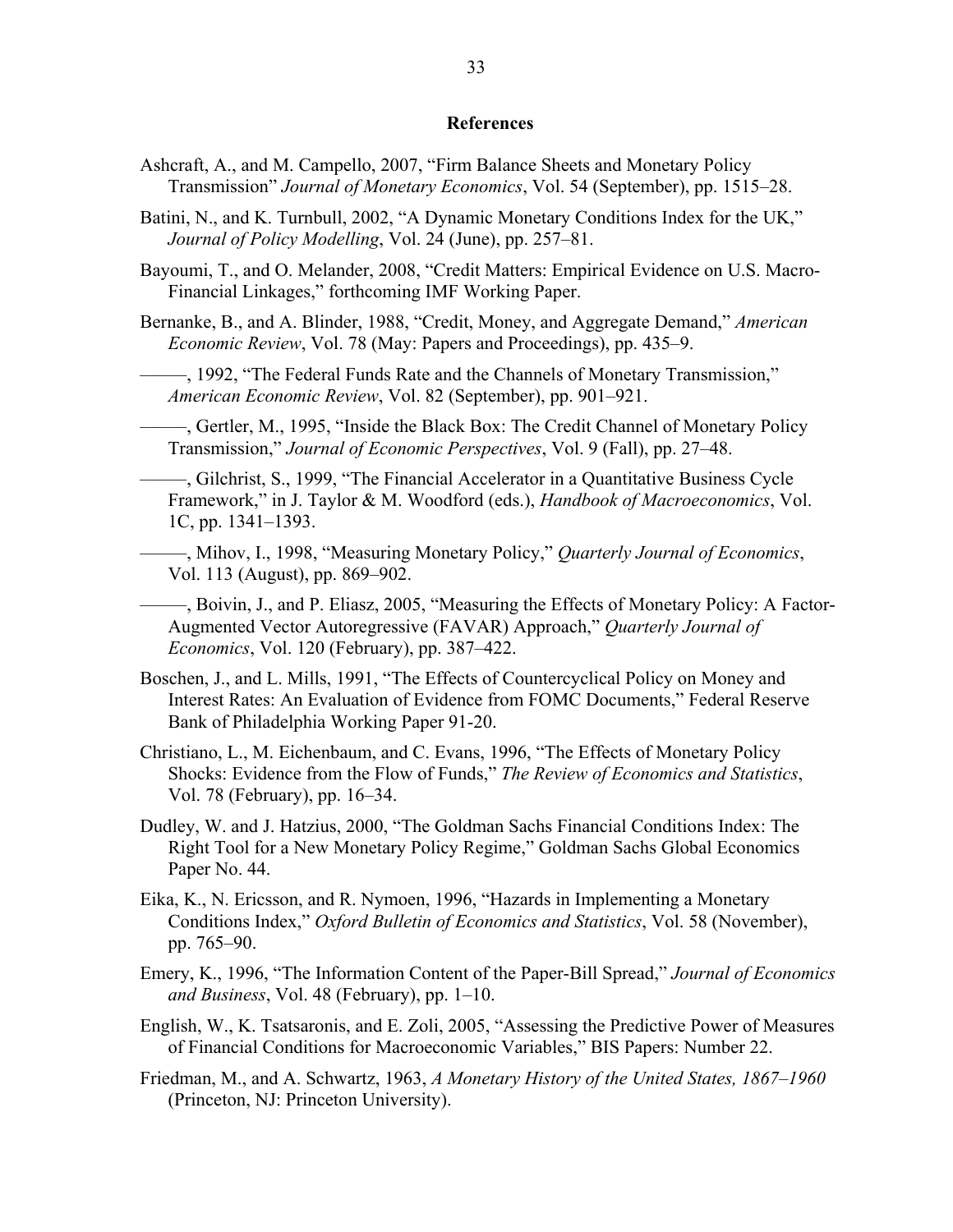## References

Ashcraft, A., and M. Campello, 2007, "Firm Balance Sheets and Monetary Policy Transmission" *Journal of Monetary Economics*, Vol. 54 (September), pp. 1515–28.

Batini, N., and K. Turnbull, 2002, "A Dynamic Monetary Conditions Index for the UK," *Journal of Policy Modelling*, Vol. 24 (June), pp. 257–81.

Bayoumi, T., and O. Melander, 2008, "Credit Matters: Empirical Evidence on U.S. Macro-Financial Linkages," forthcoming IMF Working Paper.

Bernanke, B., and A. Blinder, 1988, "Credit, Money, and Aggregate Demand," *American Economic Review*, Vol. 78 (May: Papers and Proceedings), pp. 435–9.

———, 1992, "The Federal Funds Rate and the Channels of Monetary Transmission," *American Economic Review*, Vol. 82 (September), pp. 901–921.

———, Gertler, M., 1995, "Inside the Black Box: The Credit Channel of Monetary Policy Transmission," *Journal of Economic Perspectives*, Vol. 9 (Fall), pp. 27–48.

———, Gilchrist, S., 1999, "The Financial Accelerator in a Quantitative Business Cycle Framework," in J. Taylor & M. Woodford (eds.), *Handbook of Macroeconomics*, Vol. 1C, pp. 1341–1393.

———, Mihov, I., 1998, "Measuring Monetary Policy," *Quarterly Journal of Economics*, Vol. 113 (August), pp. 869–902.

———, Boivin, J., and P. Eliasz, 2005, "Measuring the Effects of Monetary Policy: A Factor-Augmented Vector Autoregressive (FAVAR) Approach," *Quarterly Journal of Economics*, Vol. 120 (February), pp. 387–422.

Boschen, J., and L. Mills, 1991, "The Effects of Countercyclical Policy on Money and Interest Rates: An Evaluation of Evidence from FOMC Documents," Federal Reserve Bank of Philadelphia Working Paper 91-20.

Christiano, L., M. Eichenbaum, and C. Evans, 1996, "The Effects of Monetary Policy Shocks: Evidence from the Flow of Funds," *The Review of Economics and Statistics*, Vol. 78 (February), pp. 16–34.

Dudley, W. and J. Hatzius, 2000, "The Goldman Sachs Financial Conditions Index: The Right Tool for a New Monetary Policy Regime," Goldman Sachs Global Economics Paper No. 44.

Eika, K., N. Ericsson, and R. Nymoen, 1996, "Hazards in Implementing a Monetary Conditions Index," *Oxford Bulletin of Economics and Statistics*, Vol. 58 (November), pp. 765–90.

Emery, K., 1996, "The Information Content of the Paper-Bill Spread," *Journal of Economics and Business*, Vol. 48 (February), pp. 1–10.

English, W., K. Tsatsaronis, and E. Zoli, 2005, "Assessing the Predictive Power of Measures of Financial Conditions for Macroeconomic Variables," BIS Papers: Number 22.

Friedman, M., and A. Schwartz, 1963, *A Monetary History of the United States, 1867–1960* (Princeton, NJ: Princeton University).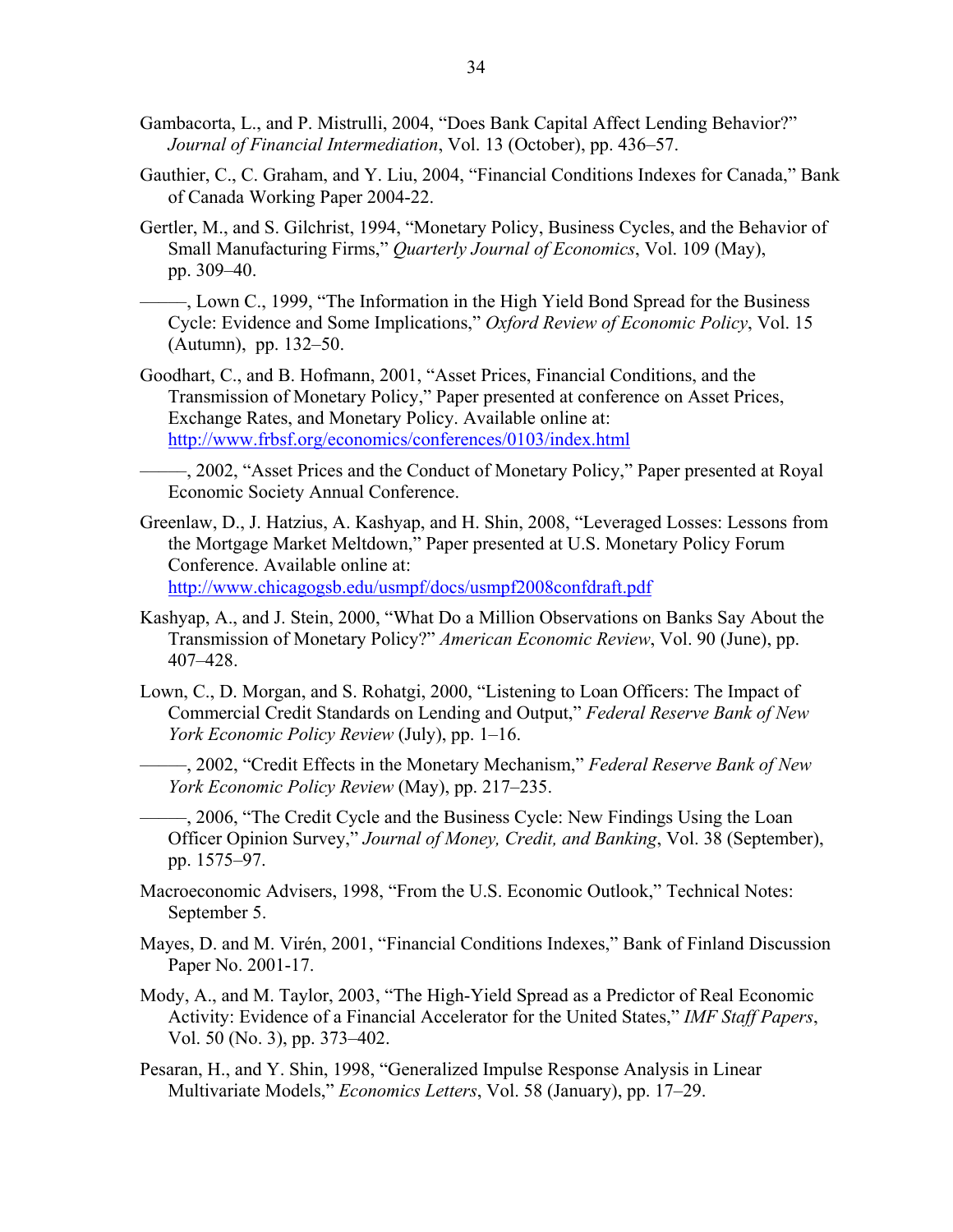Gambacorta, L., and P. Mistrulli, 2004, "Does Bank Capital Affect Lending Behavior?" *Journal of Financial Intermediation*, Vol. 13 (October), pp. 436–57.

Gauthier, C., C. Graham, and Y. Liu, 2004, "Financial Conditions Indexes for Canada," Bank of Canada Working Paper 2004-22.

Gertler, M., and S. Gilchrist, 1994, "Monetary Policy, Business Cycles, and the Behavior of Small Manufacturing Firms," *Quarterly Journal of Economics*, Vol. 109 (May), pp. 309–40.

———, Lown C., 1999, "The Information in the High Yield Bond Spread for the Business Cycle: Evidence and Some Implications," *Oxford Review of Economic Policy*, Vol. 15 (Autumn), pp. 132–50.

Goodhart, C., and B. Hofmann, 2001, "Asset Prices, Financial Conditions, and the Transmission of Monetary Policy," Paper presented at conference on Asset Prices, Exchange Rates, and Monetary Policy. Available online at: http://www.frbsf.org/economics/conferences/0103/index.html

———, 2002, "Asset Prices and the Conduct of Monetary Policy," Paper presented at Royal Economic Society Annual Conference.

Greenlaw, D., J. Hatzius, A. Kashyap, and H. Shin, 2008, "Leveraged Losses: Lessons from the Mortgage Market Meltdown," Paper presented at U.S. Monetary Policy Forum Conference. Available online at: http://www.chicagogsb.edu/usmpf/docs/usmpf2008confdraft.pdf

Kashyap, A., and J. Stein, 2000, "What Do a Million Observations on Banks Say About the Transmission of Monetary Policy?" *American Economic Review*, Vol. 90 (June), pp. 407–428.

Lown, C., D. Morgan, and S. Rohatgi, 2000, "Listening to Loan Officers: The Impact of Commercial Credit Standards on Lending and Output," *Federal Reserve Bank of New York Economic Policy Review* (July), pp. 1–16.

———, 2002, "Credit Effects in the Monetary Mechanism," *Federal Reserve Bank of New York Economic Policy Review* (May), pp. 217–235.

———, 2006, "The Credit Cycle and the Business Cycle: New Findings Using the Loan Officer Opinion Survey," *Journal of Money, Credit, and Banking*, Vol. 38 (September), pp. 1575–97.

Macroeconomic Advisers, 1998, "From the U.S. Economic Outlook," Technical Notes: September 5.

Mayes, D. and M. Virén, 2001, "Financial Conditions Indexes," Bank of Finland Discussion Paper No. 2001-17.

Mody, A., and M. Taylor, 2003, "The High-Yield Spread as a Predictor of Real Economic Activity: Evidence of a Financial Accelerator for the United States," *IMF Staff Papers*, Vol. 50 (No. 3), pp. 373–402.

Pesaran, H., and Y. Shin, 1998, "Generalized Impulse Response Analysis in Linear Multivariate Models," *Economics Letters*, Vol. 58 (January), pp. 17–29.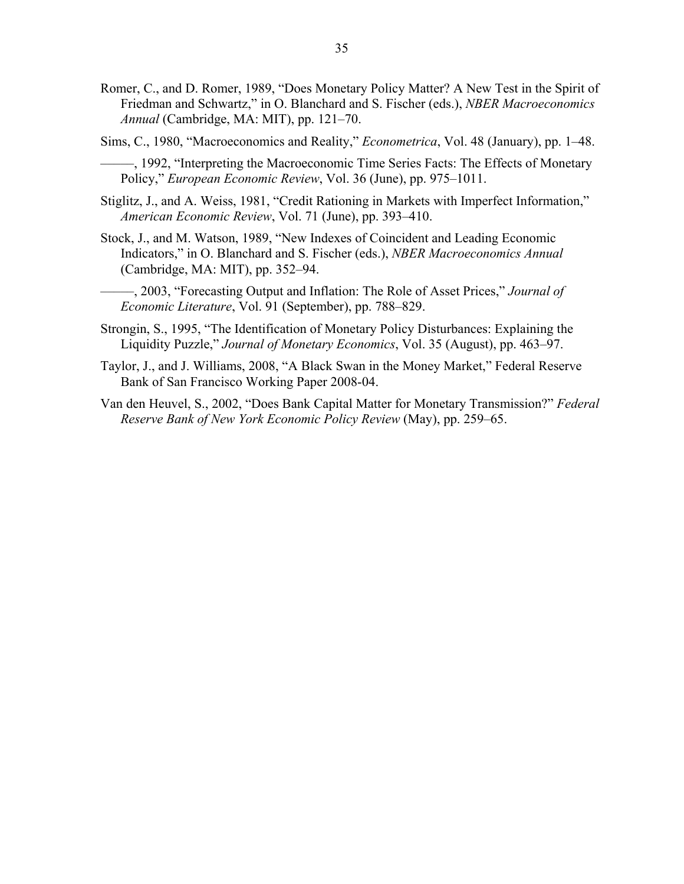Romer, C., and D. Romer, 1989, "Does Monetary Policy Matter? A New Test in the Spirit of Friedman and Schwartz," in O. Blanchard and S. Fischer (eds.), *NBER Macroeconomics Annual* (Cambridge, MA: MIT), pp. 121–70.

Sims, C., 1980, "Macroeconomics and Reality," *Econometrica*, Vol. 48 (January), pp. 1–48.

———, 1992, "Interpreting the Macroeconomic Time Series Facts: The Effects of Monetary Policy," *European Economic Review*, Vol. 36 (June), pp. 975–1011.

Stiglitz, J., and A. Weiss, 1981, "Credit Rationing in Markets with Imperfect Information," *American Economic Review*, Vol. 71 (June), pp. 393–410.

Stock, J., and M. Watson, 1989, "New Indexes of Coincident and Leading Economic Indicators," in O. Blanchard and S. Fischer (eds.), *NBER Macroeconomics Annual* (Cambridge, MA: MIT), pp. 352–94.

———, 2003, "Forecasting Output and Inflation: The Role of Asset Prices," *Journal of Economic Literature*, Vol. 91 (September), pp. 788–829.

Strongin, S., 1995, "The Identification of Monetary Policy Disturbances: Explaining the Liquidity Puzzle," *Journal of Monetary Economics*, Vol. 35 (August), pp. 463–97.

Taylor, J., and J. Williams, 2008, "A Black Swan in the Money Market," Federal Reserve Bank of San Francisco Working Paper 2008-04.

Van den Heuvel, S., 2002, "Does Bank Capital Matter for Monetary Transmission?" *Federal Reserve Bank of New York Economic Policy Review* (May), pp. 259–65.